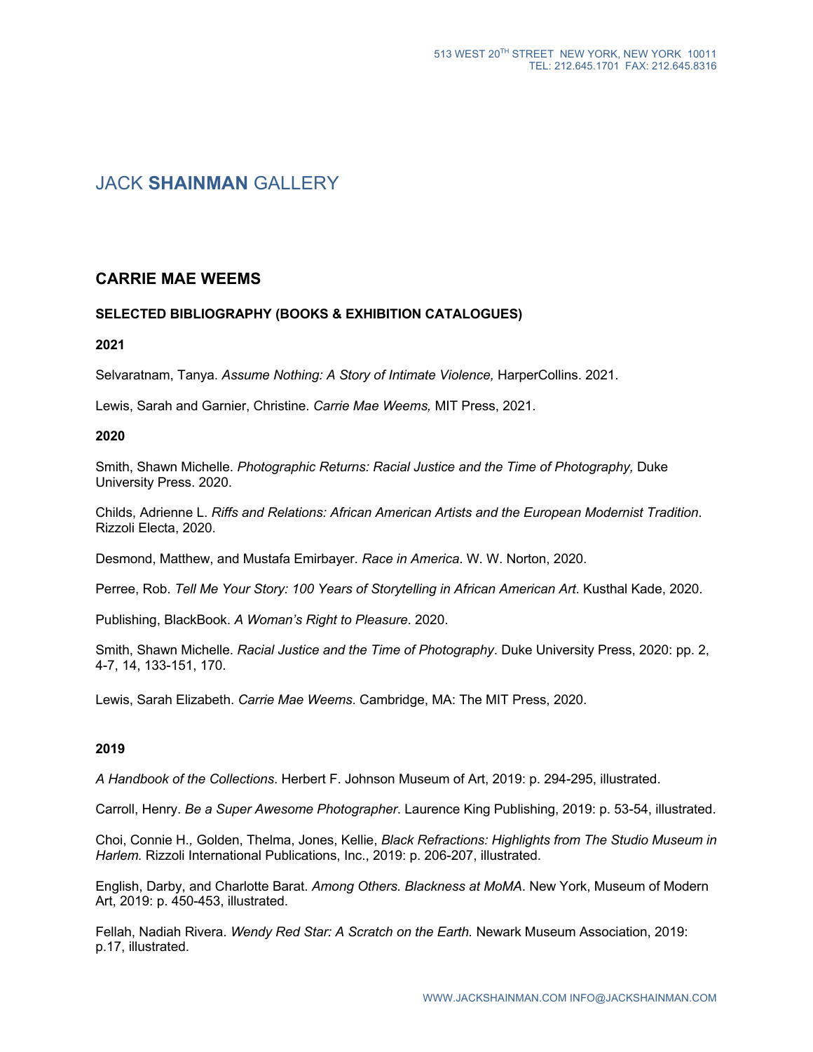# JACK **SHAINMAN** GALLERY

## CARRIE MAE WEEMS

### SELECTED BIBLIOGRAPHY (BOOKS & EXHIBITION CATALOGUES)

**2021**

Selvaratnam, Tanya. *Assume Nothing: A Story of Intimate Violence,* HarperCollins. 2021.

Lewis, Sarah and Garnier, Christine. *Carrie Mae Weems,* MIT Press, 2021.

**2020**

Smith, Shawn Michelle. *Photographic Returns: Racial Justice and the Time of Photography,* Duke University Press. 2020.

Childs, Adrienne L. *Riffs and Relations: African American Artists and the European Modernist Tradition*. Rizzoli Electa, 2020.

Desmond, Matthew, and Mustafa Emirbayer. *Race in America*. W. W. Norton, 2020.

Perree, Rob. *Tell Me Your Story: 100 Years of Storytelling in African American Art*. Kusthal Kade, 2020.

Publishing, BlackBook. *A Woman's Right to Pleasure*. 2020.

Smith, Shawn Michelle. *Racial Justice and the Time of Photography*. Duke University Press, 2020: pp. 2, 4-7, 14, 133-151, 170.

Lewis, Sarah Elizabeth. *Carrie Mae Weems*. Cambridge, MA: The MIT Press, 2020.

**2019**

*A Handbook of the Collections*. Herbert F. Johnson Museum of Art, 2019: p. 294-295, illustrated.

Carroll, Henry. *Be a Super Awesome Photographer*. Laurence King Publishing, 2019: p. 53-54, illustrated.

Choi, Connie H., Golden, Thelma, Jones, Kellie, *Black Refractions: Highlights from The Studio Museum in Harlem.* Rizzoli International Publications, Inc., 2019: p. 206-207, illustrated.

English, Darby, and Charlotte Barat. *Among Others. Blackness at MoMA*. New York, Museum of Modern Art, 2019: p. 450-453, illustrated.

Fellah, Nadiah Rivera. *Wendy Red Star: A Scratch on the Earth.* Newark Museum Association, 2019: p.17, illustrated.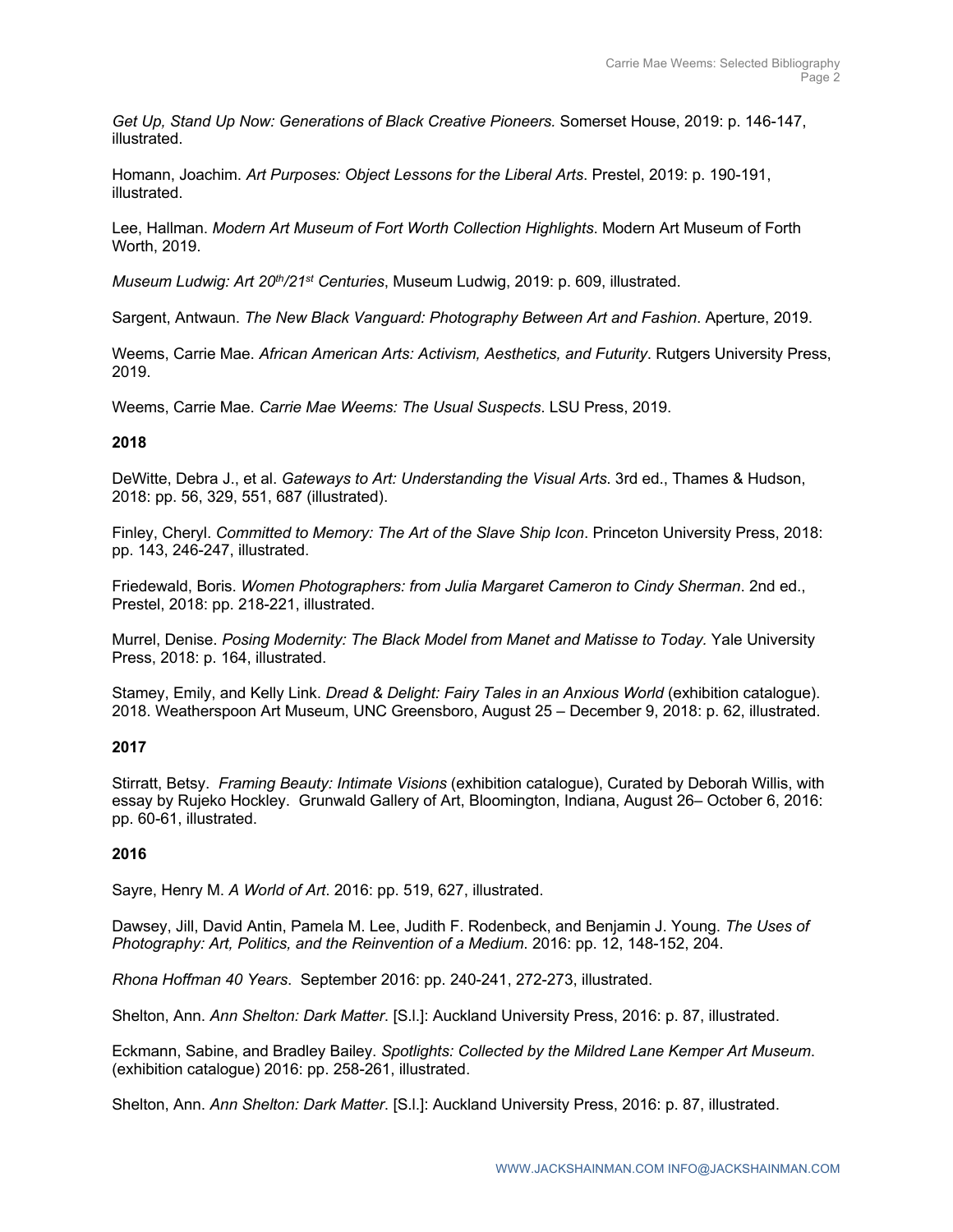*Get Up, Stand Up Now: Generations of Black Creative Pioneers.* Somerset House, 2019: p. 146-147, illustrated.

Homann, Joachim. *Art Purposes: Object Lessons for the Liberal Arts*. Prestel, 2019: p. 190-191, illustrated.

Lee, Hallman. *Modern Art Museum of Fort Worth Collection Highlights*. Modern Art Museum of Forth Worth, 2019.

*Museum Ludwig: Art 20th/21st Centuries*, Museum Ludwig, 2019: p. 609, illustrated.

Sargent, Antwaun. *The New Black Vanguard: Photography Between Art and Fashion*. Aperture, 2019.

Weems, Carrie Mae. *African American Arts: Activism, Aesthetics, and Futurity*. Rutgers University Press, 2019.

Weems, Carrie Mae. *Carrie Mae Weems: The Usual Suspects*. LSU Press, 2019.

**2018**

DeWitte, Debra J., et al. *Gateways to Art: Understanding the Visual Arts*. 3rd ed., Thames & Hudson, 2018: pp. 56, 329, 551, 687 (illustrated).

Finley, Cheryl. *Committed to Memory: The Art of the Slave Ship Icon*. Princeton University Press, 2018: pp. 143, 246-247, illustrated.

Friedewald, Boris. *Women Photographers: from Julia Margaret Cameron to Cindy Sherman*. 2nd ed., Prestel, 2018: pp. 218-221, illustrated.

Murrel, Denise. *Posing Modernity: The Black Model from Manet and Matisse to Today.* Yale University Press, 2018: p. 164, illustrated.

Stamey, Emily, and Kelly Link. *Dread & Delight: Fairy Tales in an Anxious World* (exhibition catalogue). 2018. Weatherspoon Art Museum, UNC Greensboro, August 25 – December 9, 2018: p. 62, illustrated.

**2017**

Stirratt, Betsy. *Framing Beauty: Intimate Visions* (exhibition catalogue), Curated by Deborah Willis, with essay by Rujeko Hockley. Grunwald Gallery of Art, Bloomington, Indiana, August 26– October 6, 2016: pp. 60-61, illustrated.

**2016**

Sayre, Henry M. *A World of Art*. 2016: pp. 519, 627, illustrated.

Dawsey, Jill, David Antin, Pamela M. Lee, Judith F. Rodenbeck, and Benjamin J. Young. *The Uses of Photography: Art, Politics, and the Reinvention of a Medium*. 2016: pp. 12, 148-152, 204.

*Rhona Hoffman 40 Years*. September 2016: pp. 240-241, 272-273, illustrated.

Shelton, Ann. *Ann Shelton: Dark Matter*. [S.l.]: Auckland University Press, 2016: p. 87, illustrated.

Eckmann, Sabine, and Bradley Bailey. *Spotlights: Collected by the Mildred Lane Kemper Art Museum*. (exhibition catalogue) 2016: pp. 258-261, illustrated.

Shelton, Ann. *Ann Shelton: Dark Matter*. [S.l.]: Auckland University Press, 2016: p. 87, illustrated.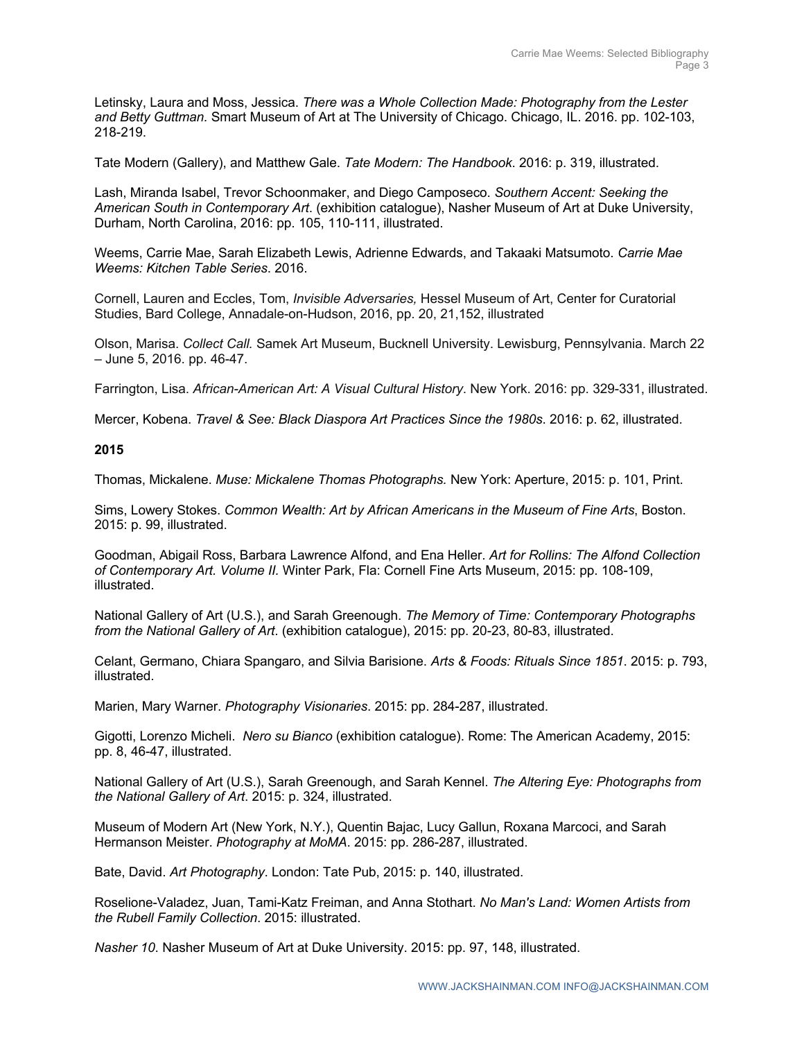Letinsky, Laura and Moss, Jessica. *There was a Whole Collection Made: Photography from the Lester and Betty Guttman.* Smart Museum of Art at The University of Chicago. Chicago, IL. 2016. pp. 102-103, 218-219.

Tate Modern (Gallery), and Matthew Gale. *Tate Modern: The Handbook*. 2016: p. 319, illustrated.

Lash, Miranda Isabel, Trevor Schoonmaker, and Diego Camposeco. *Southern Accent: Seeking the American South in Contemporary Art*. (exhibition catalogue), Nasher Museum of Art at Duke University, Durham, North Carolina, 2016: pp. 105, 110-111, illustrated.

Weems, Carrie Mae, Sarah Elizabeth Lewis, Adrienne Edwards, and Takaaki Matsumoto. *Carrie Mae Weems: Kitchen Table Series*. 2016.

Cornell, Lauren and Eccles, Tom, *Invisible Adversaries,* Hessel Museum of Art, Center for Curatorial Studies, Bard College, Annadale-on-Hudson, 2016, pp. 20, 21,152, illustrated

Olson, Marisa. *Collect Call.* Samek Art Museum, Bucknell University. Lewisburg, Pennsylvania. March 22 – June 5, 2016. pp. 46-47.

Farrington, Lisa. *African-American Art: A Visual Cultural History*. New York. 2016: pp. 329-331, illustrated.

Mercer, Kobena. *Travel & See: Black Diaspora Art Practices Since the 1980s*. 2016: p. 62, illustrated.

**2015**

Thomas, Mickalene. *Muse: Mickalene Thomas Photographs.* New York: Aperture, 2015: p. 101, Print.

Sims, Lowery Stokes. *Common Wealth: Art by African Americans in the Museum of Fine Arts*, Boston. 2015: p. 99, illustrated.

Goodman, Abigail Ross, Barbara Lawrence Alfond, and Ena Heller. *Art for Rollins: The Alfond Collection of Contemporary Art. Volume II.* Winter Park, Fla: Cornell Fine Arts Museum, 2015: pp. 108-109, illustrated.

National Gallery of Art (U.S.), and Sarah Greenough. *The Memory of Time: Contemporary Photographs from the National Gallery of Art*. (exhibition catalogue), 2015: pp. 20-23, 80-83, illustrated.

Celant, Germano, Chiara Spangaro, and Silvia Barisione. *Arts & Foods: Rituals Since 1851*. 2015: p. 793, illustrated.

Marien, Mary Warner. *Photography Visionaries*. 2015: pp. 284-287, illustrated.

Gigotti, Lorenzo Micheli. *Nero su Bianco* (exhibition catalogue). Rome: The American Academy, 2015: pp. 8, 46-47, illustrated.

National Gallery of Art (U.S.), Sarah Greenough, and Sarah Kennel. *The Altering Eye: Photographs from the National Gallery of Art*. 2015: p. 324, illustrated.

Museum of Modern Art (New York, N.Y.), Quentin Bajac, Lucy Gallun, Roxana Marcoci, and Sarah Hermanson Meister. *Photography at MoMA*. 2015: pp. 286-287, illustrated.

Bate, David. *Art Photography*. London: Tate Pub, 2015: p. 140, illustrated.

Roselione-Valadez, Juan, Tami-Katz Freiman, and Anna Stothart. *No Man's Land: Women Artists from the Rubell Family Collection*. 2015: illustrated.

*Nasher 10*. Nasher Museum of Art at Duke University. 2015: pp. 97, 148, illustrated.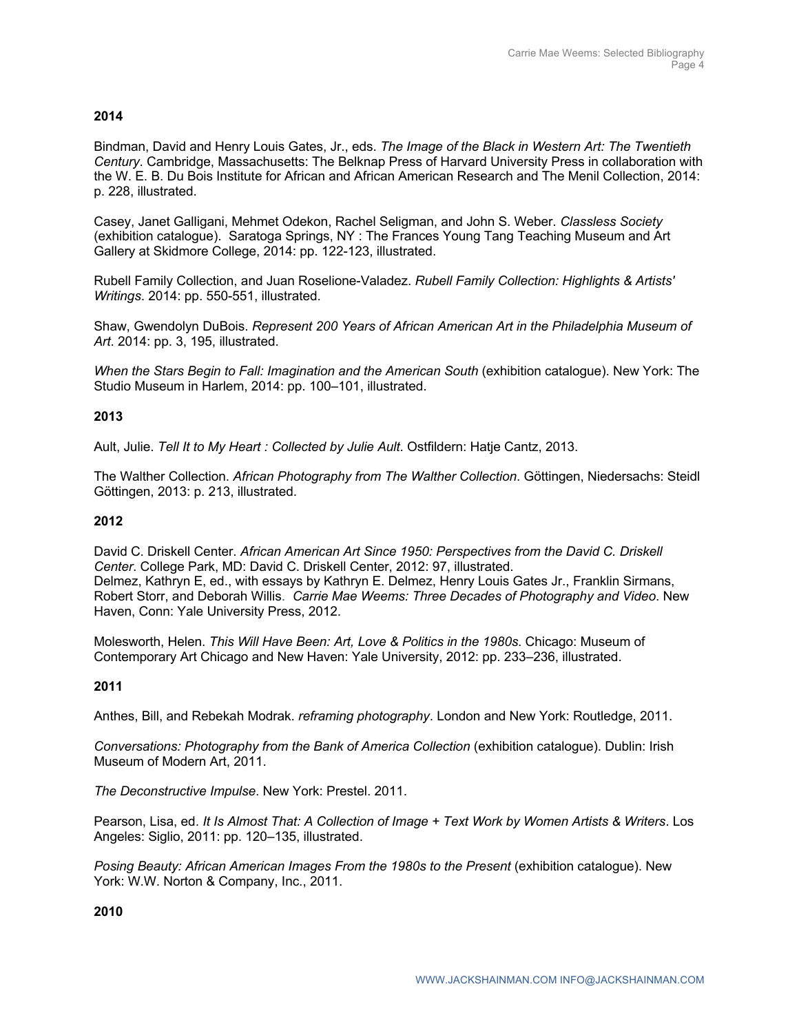**2014**

Bindman, David and Henry Louis Gates, Jr., eds. *The Image of the Black in Western Art: The Twentieth Century*. Cambridge, Massachusetts: The Belknap Press of Harvard University Press in collaboration with the W. E. B. Du Bois Institute for African and African American Research and The Menil Collection, 2014: p. 228, illustrated.

Casey, Janet Galligani, Mehmet Odekon, Rachel Seligman, and John S. Weber. *Classless Society* (exhibition catalogue). Saratoga Springs, NY : The Frances Young Tang Teaching Museum and Art Gallery at Skidmore College, 2014: pp. 122-123, illustrated.

Rubell Family Collection, and Juan Roselione-Valadez. *Rubell Family Collection: Highlights & Artists' Writings*. 2014: pp. 550-551, illustrated.

Shaw, Gwendolyn DuBois. *Represent 200 Years of African American Art in the Philadelphia Museum of Art*. 2014: pp. 3, 195, illustrated.

*When the Stars Begin to Fall: Imagination and the American South* (exhibition catalogue). New York: The Studio Museum in Harlem, 2014: pp. 100–101, illustrated.

**2013**

Ault, Julie. *Tell It to My Heart : Collected by Julie Ault*. Ostfildern: Hatje Cantz, 2013.

The Walther Collection. *African Photography from The Walther Collection*. Göttingen, Niedersachs: Steidl Göttingen, 2013: p. 213, illustrated.

**2012**

David C. Driskell Center. *African American Art Since 1950: Perspectives from the David C. Driskell Center*. College Park, MD: David C. Driskell Center, 2012: 97, illustrated.
Delmez, Kathryn E, ed., with essays by Kathryn E. Delmez, Henry Louis Gates Jr., Franklin Sirmans, Robert Storr, and Deborah Willis. *Carrie Mae Weems: Three Decades of Photography and Video*. New Haven, Conn: Yale University Press, 2012.

Molesworth, Helen. *This Will Have Been: Art, Love & Politics in the 1980s*. Chicago: Museum of Contemporary Art Chicago and New Haven: Yale University, 2012: pp. 233–236, illustrated.

**2011**

Anthes, Bill, and Rebekah Modrak. *reframing photography*. London and New York: Routledge, 2011.

*Conversations: Photography from the Bank of America Collection* (exhibition catalogue). Dublin: Irish Museum of Modern Art, 2011.

*The Deconstructive Impulse*. New York: Prestel. 2011.

Pearson, Lisa, ed. *It Is Almost That: A Collection of Image + Text Work by Women Artists & Writers*. Los Angeles: Siglio, 2011: pp. 120–135, illustrated.

*Posing Beauty: African American Images From the 1980s to the Present* (exhibition catalogue). New York: W.W. Norton & Company, Inc., 2011.

**2010**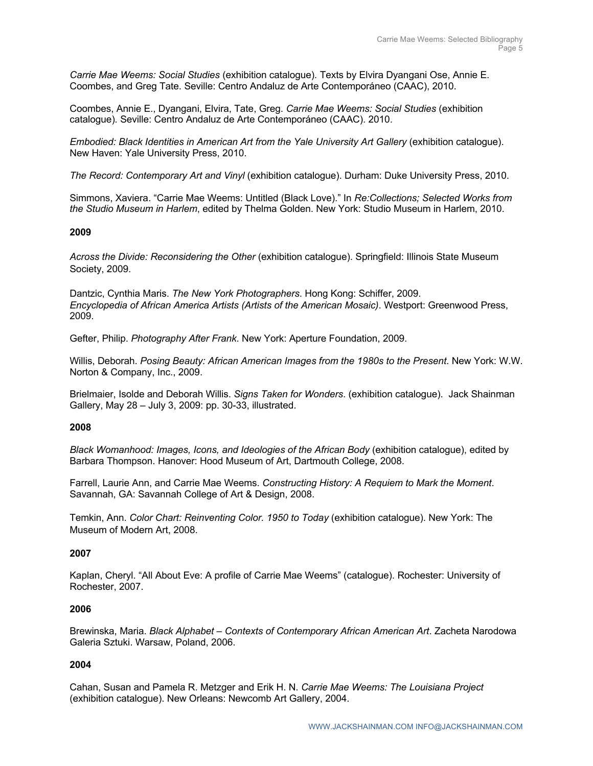*Carrie Mae Weems: Social Studies* (exhibition catalogue). Texts by Elvira Dyangani Ose, Annie E. Coombes, and Greg Tate. Seville: Centro Andaluz de Arte Contemporáneo (CAAC), 2010.

Coombes, Annie E., Dyangani, Elvira, Tate, Greg. *Carrie Mae Weems: Social Studies* (exhibition catalogue). Seville: Centro Andaluz de Arte Contemporáneo (CAAC). 2010.

*Embodied: Black Identities in American Art from the Yale University Art Gallery* (exhibition catalogue). New Haven: Yale University Press, 2010.

*The Record: Contemporary Art and Vinyl* (exhibition catalogue). Durham: Duke University Press, 2010.

Simmons, Xaviera. "Carrie Mae Weems: Untitled (Black Love)." In *Re:Collections; Selected Works from the Studio Museum in Harlem*, edited by Thelma Golden. New York: Studio Museum in Harlem, 2010.

**2009**

*Across the Divide: Reconsidering the Other* (exhibition catalogue). Springfield: Illinois State Museum Society, 2009.

Dantzic, Cynthia Maris. *The New York Photographers*. Hong Kong: Schiffer, 2009.
*Encyclopedia of African America Artists (Artists of the American Mosaic)*. Westport: Greenwood Press, 2009.

Gefter, Philip. *Photography After Frank*. New York: Aperture Foundation, 2009.

Willis, Deborah. *Posing Beauty: African American Images from the 1980s to the Present*. New York: W.W. Norton & Company, Inc., 2009.

Brielmaier, Isolde and Deborah Willis. *Signs Taken for Wonders*. (exhibition catalogue). Jack Shainman Gallery, May 28 – July 3, 2009: pp. 30-33, illustrated.

**2008**

*Black Womanhood: Images, Icons, and Ideologies of the African Body* (exhibition catalogue), edited by Barbara Thompson. Hanover: Hood Museum of Art, Dartmouth College, 2008.

Farrell, Laurie Ann, and Carrie Mae Weems. *Constructing History: A Requiem to Mark the Moment*. Savannah, GA: Savannah College of Art & Design, 2008.

Temkin, Ann. *Color Chart: Reinventing Color. 1950 to Today* (exhibition catalogue). New York: The Museum of Modern Art, 2008.

**2007**

Kaplan, Cheryl. "All About Eve: A profile of Carrie Mae Weems" (catalogue). Rochester: University of Rochester, 2007.

**2006**

Brewinska, Maria. *Black Alphabet – Contexts of Contemporary African American Art*. Zacheta Narodowa Galeria Sztuki. Warsaw, Poland, 2006.

**2004**

Cahan, Susan and Pamela R. Metzger and Erik H. N. *Carrie Mae Weems: The Louisiana Project* (exhibition catalogue). New Orleans: Newcomb Art Gallery, 2004.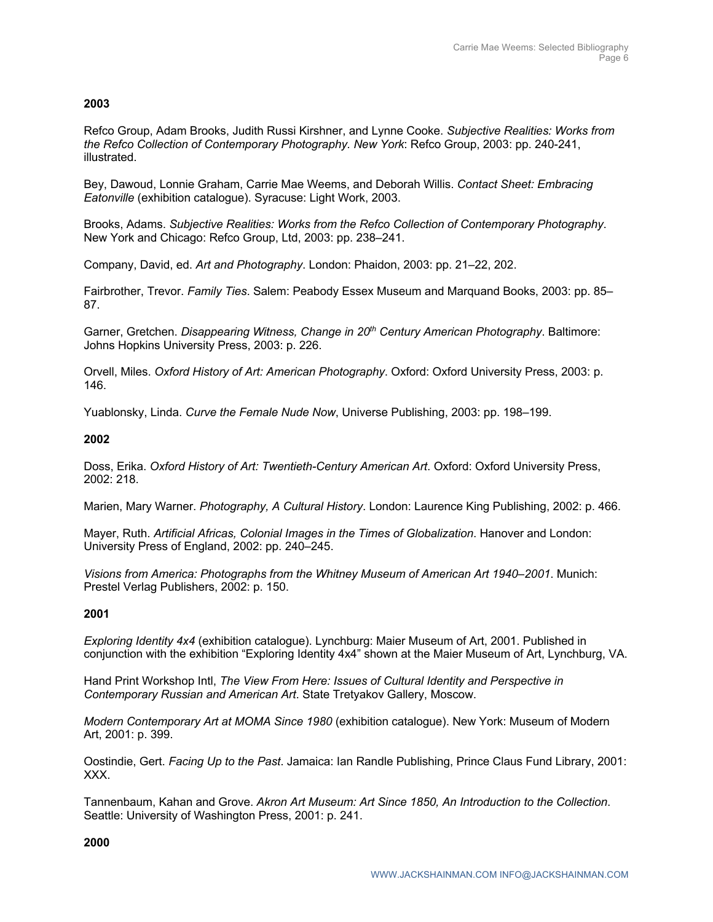**2003**

Refco Group, Adam Brooks, Judith Russi Kirshner, and Lynne Cooke. *Subjective Realities: Works from the Refco Collection of Contemporary Photography. New York*: Refco Group, 2003: pp. 240-241, illustrated.

Bey, Dawoud, Lonnie Graham, Carrie Mae Weems, and Deborah Willis. *Contact Sheet: Embracing Eatonville* (exhibition catalogue). Syracuse: Light Work, 2003.

Brooks, Adams. *Subjective Realities: Works from the Refco Collection of Contemporary Photography*. New York and Chicago: Refco Group, Ltd, 2003: pp. 238–241.

Company, David, ed. *Art and Photography*. London: Phaidon, 2003: pp. 21–22, 202.

Fairbrother, Trevor. *Family Ties*. Salem: Peabody Essex Museum and Marquand Books, 2003: pp. 85–87.

Garner, Gretchen. *Disappearing Witness, Change in 20th Century American Photography*. Baltimore: Johns Hopkins University Press, 2003: p. 226.

Orvell, Miles. *Oxford History of Art: American Photography*. Oxford: Oxford University Press, 2003: p. 146.

Yuablonsky, Linda. *Curve the Female Nude Now*, Universe Publishing, 2003: pp. 198–199.

**2002**

Doss, Erika. *Oxford History of Art: Twentieth-Century American Art*. Oxford: Oxford University Press, 2002: 218.

Marien, Mary Warner. *Photography, A Cultural History*. London: Laurence King Publishing, 2002: p. 466.

Mayer, Ruth. *Artificial Africas, Colonial Images in the Times of Globalization*. Hanover and London: University Press of England, 2002: pp. 240–245.

*Visions from America: Photographs from the Whitney Museum of American Art 1940–2001*. Munich: Prestel Verlag Publishers, 2002: p. 150.

**2001**

*Exploring Identity 4x4* (exhibition catalogue). Lynchburg: Maier Museum of Art, 2001. Published in conjunction with the exhibition “Exploring Identity 4x4” shown at the Maier Museum of Art, Lynchburg, VA.

Hand Print Workshop Intl, *The View From Here: Issues of Cultural Identity and Perspective in Contemporary Russian and American Art*. State Tretyakov Gallery, Moscow.

*Modern Contemporary Art at MOMA Since 1980* (exhibition catalogue). New York: Museum of Modern Art, 2001: p. 399.

Oostindie, Gert. *Facing Up to the Past*. Jamaica: Ian Randle Publishing, Prince Claus Fund Library, 2001: XXX.

Tannenbaum, Kahan and Grove. *Akron Art Museum: Art Since 1850, An Introduction to the Collection*. Seattle: University of Washington Press, 2001: p. 241.

**2000**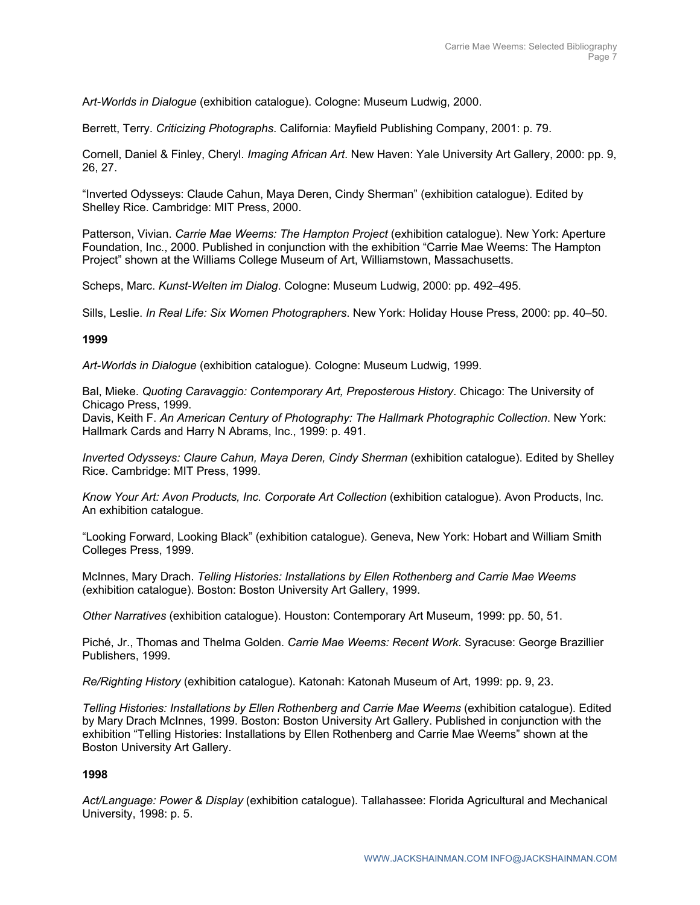A*rt-Worlds in Dialogue* (exhibition catalogue). Cologne: Museum Ludwig, 2000.

Berrett, Terry. *Criticizing Photographs*. California: Mayfield Publishing Company, 2001: p. 79.

Cornell, Daniel & Finley, Cheryl. *Imaging African Art*. New Haven: Yale University Art Gallery, 2000: pp. 9, 26, 27.

"Inverted Odysseys: Claude Cahun, Maya Deren, Cindy Sherman" (exhibition catalogue). Edited by Shelley Rice. Cambridge: MIT Press, 2000.

Patterson, Vivian. *Carrie Mae Weems: The Hampton Project* (exhibition catalogue). New York: Aperture Foundation, Inc., 2000. Published in conjunction with the exhibition "Carrie Mae Weems: The Hampton Project" shown at the Williams College Museum of Art, Williamstown, Massachusetts.

Scheps, Marc. *Kunst-Welten im Dialog*. Cologne: Museum Ludwig, 2000: pp. 492–495.

Sills, Leslie. *In Real Life: Six Women Photographers*. New York: Holiday House Press, 2000: pp. 40–50.

**1999**

*Art-Worlds in Dialogue* (exhibition catalogue). Cologne: Museum Ludwig, 1999.

Bal, Mieke. *Quoting Caravaggio: Contemporary Art, Preposterous History*. Chicago: The University of Chicago Press, 1999.
Davis, Keith F. *An American Century of Photography: The Hallmark Photographic Collection*. New York: Hallmark Cards and Harry N Abrams, Inc., 1999: p. 491.

*Inverted Odysseys: Claure Cahun, Maya Deren, Cindy Sherman* (exhibition catalogue). Edited by Shelley Rice. Cambridge: MIT Press, 1999.

*Know Your Art: Avon Products, Inc. Corporate Art Collection* (exhibition catalogue). Avon Products, Inc. An exhibition catalogue.

"Looking Forward, Looking Black" (exhibition catalogue). Geneva, New York: Hobart and William Smith Colleges Press, 1999.

McInnes, Mary Drach. *Telling Histories: Installations by Ellen Rothenberg and Carrie Mae Weems* (exhibition catalogue). Boston: Boston University Art Gallery, 1999.

*Other Narratives* (exhibition catalogue). Houston: Contemporary Art Museum, 1999: pp. 50, 51.

Piché, Jr., Thomas and Thelma Golden. *Carrie Mae Weems: Recent Work*. Syracuse: George Brazillier Publishers, 1999.

*Re/Righting History* (exhibition catalogue). Katonah: Katonah Museum of Art, 1999: pp. 9, 23.

*Telling Histories: Installations by Ellen Rothenberg and Carrie Mae Weems* (exhibition catalogue). Edited by Mary Drach McInnes, 1999. Boston: Boston University Art Gallery. Published in conjunction with the exhibition "Telling Histories: Installations by Ellen Rothenberg and Carrie Mae Weems" shown at the Boston University Art Gallery.

**1998**

*Act/Language: Power & Display* (exhibition catalogue). Tallahassee: Florida Agricultural and Mechanical University, 1998: p. 5.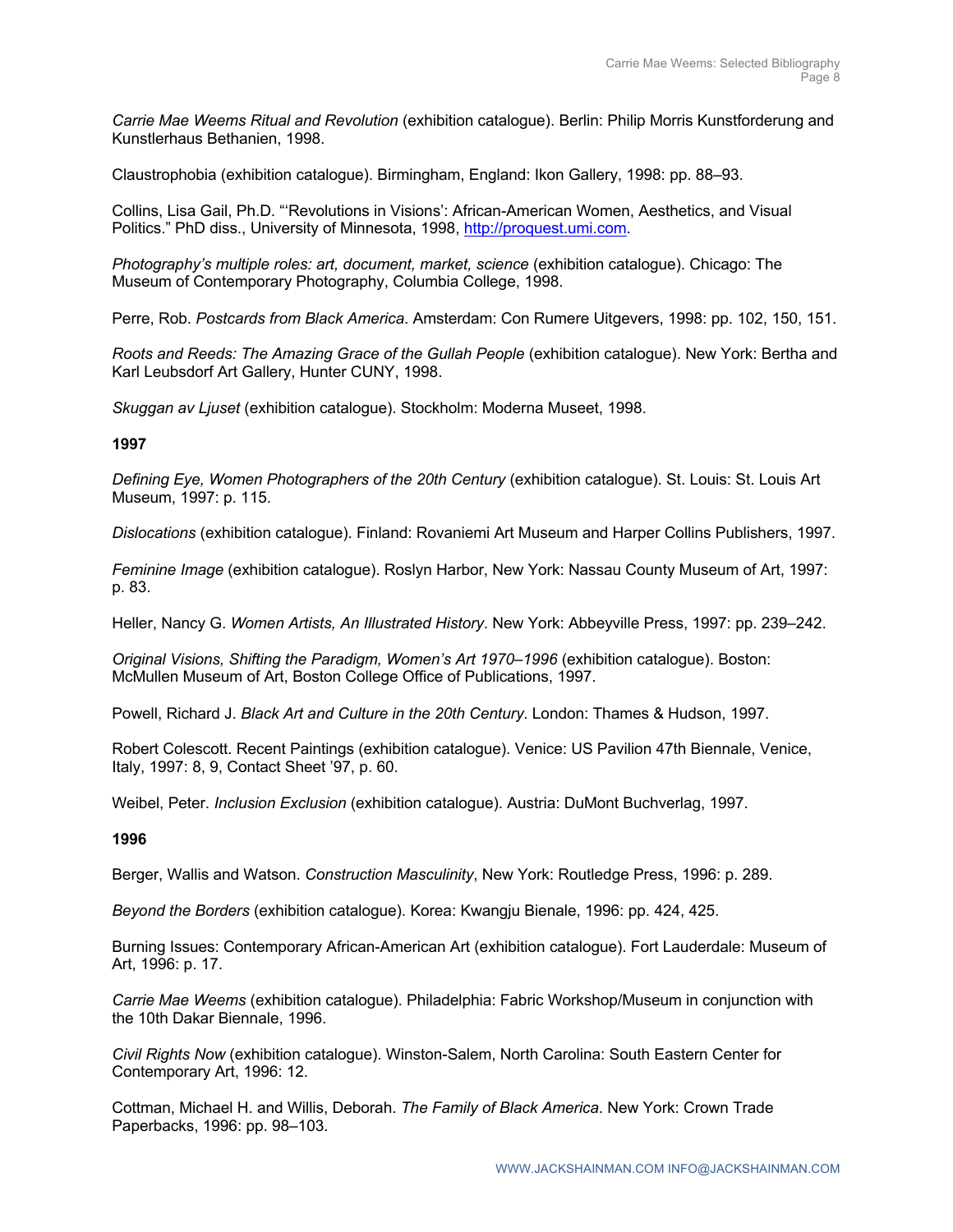*Carrie Mae Weems Ritual and Revolution* (exhibition catalogue). Berlin: Philip Morris Kunstforderung and Kunstlerhaus Bethanien, 1998.

Claustrophobia (exhibition catalogue). Birmingham, England: Ikon Gallery, 1998: pp. 88–93.

Collins, Lisa Gail, Ph.D. "'Revolutions in Visions': African-American Women, Aesthetics, and Visual Politics." PhD diss., University of Minnesota, 1998, [http://proquest.umi.com](http://proquest.umi.com).

*Photography's multiple roles: art, document, market, science* (exhibition catalogue). Chicago: The Museum of Contemporary Photography, Columbia College, 1998.

Perre, Rob. *Postcards from Black America*. Amsterdam: Con Rumere Uitgevers, 1998: pp. 102, 150, 151.

*Roots and Reeds: The Amazing Grace of the Gullah People* (exhibition catalogue). New York: Bertha and Karl Leubsdorf Art Gallery, Hunter CUNY, 1998.

*Skuggan av Ljuset* (exhibition catalogue). Stockholm: Moderna Museet, 1998.

**1997**

*Defining Eye, Women Photographers of the 20th Century* (exhibition catalogue). St. Louis: St. Louis Art Museum, 1997: p. 115.

*Dislocations* (exhibition catalogue). Finland: Rovaniemi Art Museum and Harper Collins Publishers, 1997.

*Feminine Image* (exhibition catalogue). Roslyn Harbor, New York: Nassau County Museum of Art, 1997: p. 83.

Heller, Nancy G. *Women Artists, An Illustrated History*. New York: Abbeyville Press, 1997: pp. 239–242.

*Original Visions, Shifting the Paradigm, Women's Art 1970–1996* (exhibition catalogue). Boston: McMullen Museum of Art, Boston College Office of Publications, 1997.

Powell, Richard J. *Black Art and Culture in the 20th Century*. London: Thames & Hudson, 1997.

Robert Colescott. Recent Paintings (exhibition catalogue). Venice: US Pavilion 47th Biennale, Venice, Italy, 1997: 8, 9, Contact Sheet '97, p. 60.

Weibel, Peter. *Inclusion Exclusion* (exhibition catalogue). Austria: DuMont Buchverlag, 1997.

**1996**

Berger, Wallis and Watson. *Construction Masculinity*, New York: Routledge Press, 1996: p. 289.

*Beyond the Borders* (exhibition catalogue). Korea: Kwangju Bienale, 1996: pp. 424, 425.

Burning Issues: Contemporary African-American Art (exhibition catalogue). Fort Lauderdale: Museum of Art, 1996: p. 17.

*Carrie Mae Weems* (exhibition catalogue). Philadelphia: Fabric Workshop/Museum in conjunction with the 10th Dakar Biennale, 1996.

*Civil Rights Now* (exhibition catalogue). Winston-Salem, North Carolina: South Eastern Center for Contemporary Art, 1996: 12.

Cottman, Michael H. and Willis, Deborah. *The Family of Black America*. New York: Crown Trade Paperbacks, 1996: pp. 98–103.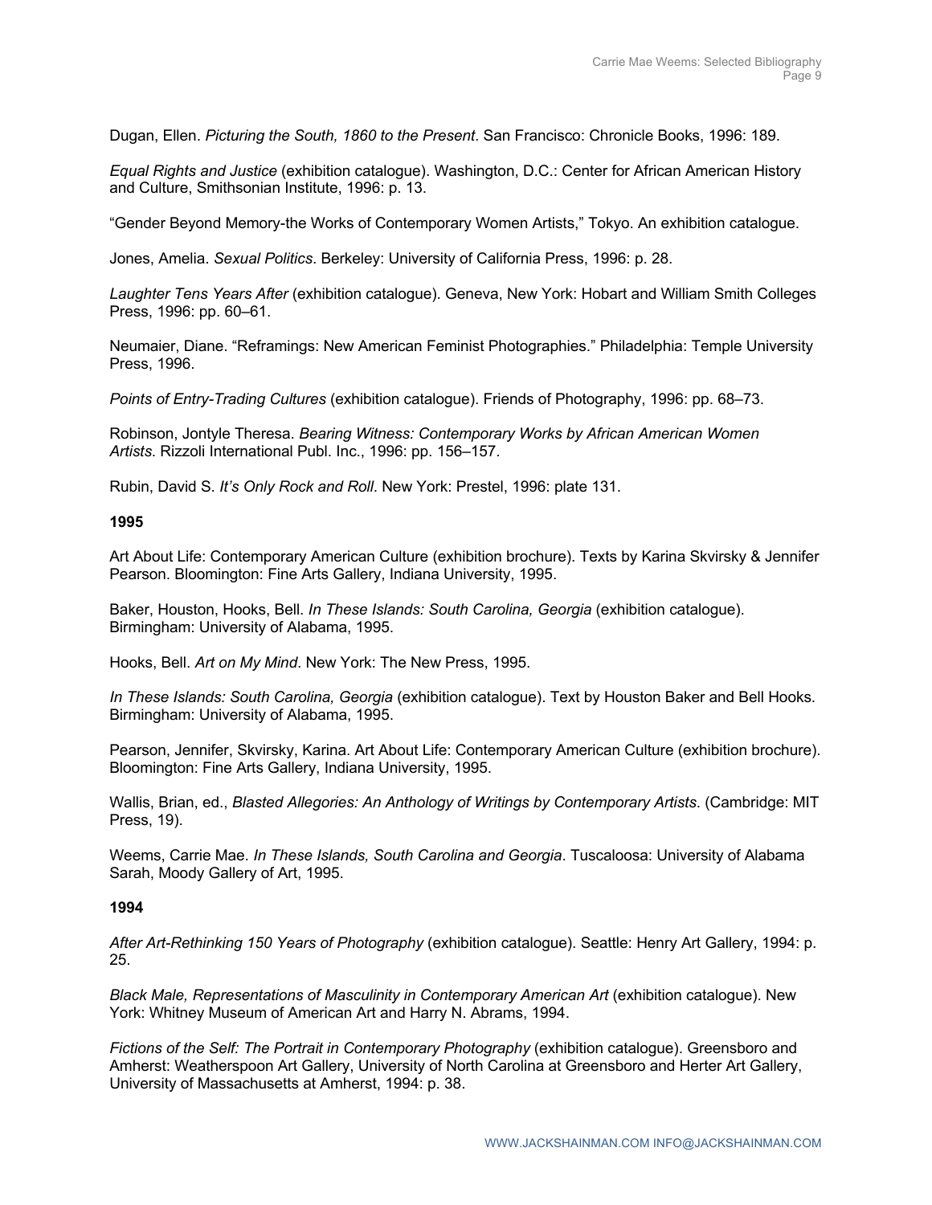Dugan, Ellen. *Picturing the South, 1860 to the Present*. San Francisco: Chronicle Books, 1996: 189.

*Equal Rights and Justice* (exhibition catalogue). Washington, D.C.: Center for African American History and Culture, Smithsonian Institute, 1996: p. 13.

"Gender Beyond Memory-the Works of Contemporary Women Artists," Tokyo. An exhibition catalogue.

Jones, Amelia. *Sexual Politics*. Berkeley: University of California Press, 1996: p. 28.

*Laughter Tens Years After* (exhibition catalogue). Geneva, New York: Hobart and William Smith Colleges Press, 1996: pp. 60–61.

Neumaier, Diane. "Reframings: New American Feminist Photographies." Philadelphia: Temple University Press, 1996.

*Points of Entry-Trading Cultures* (exhibition catalogue). Friends of Photography, 1996: pp. 68–73.

Robinson, Jontyle Theresa. *Bearing Witness: Contemporary Works by African American Women Artists*. Rizzoli International Publ. Inc., 1996: pp. 156–157.

Rubin, David S. *It's Only Rock and Roll*. New York: Prestel, 1996: plate 131.

**1995**

Art About Life: Contemporary American Culture (exhibition brochure). Texts by Karina Skvirsky & Jennifer Pearson. Bloomington: Fine Arts Gallery, Indiana University, 1995.

Baker, Houston, Hooks, Bell. *In These Islands: South Carolina, Georgia* (exhibition catalogue). Birmingham: University of Alabama, 1995.

Hooks, Bell. *Art on My Mind*. New York: The New Press, 1995.

*In These Islands: South Carolina, Georgia* (exhibition catalogue). Text by Houston Baker and Bell Hooks. Birmingham: University of Alabama, 1995.

Pearson, Jennifer, Skvirsky, Karina. Art About Life: Contemporary American Culture (exhibition brochure). Bloomington: Fine Arts Gallery, Indiana University, 1995.

Wallis, Brian, ed., *Blasted Allegories: An Anthology of Writings by Contemporary Artists*. (Cambridge: MIT Press, 19).

Weems, Carrie Mae. *In These Islands, South Carolina and Georgia*. Tuscaloosa: University of Alabama Sarah, Moody Gallery of Art, 1995.

**1994**

*After Art-Rethinking 150 Years of Photography* (exhibition catalogue). Seattle: Henry Art Gallery, 1994: p. 25.

*Black Male, Representations of Masculinity in Contemporary American Art* (exhibition catalogue). New York: Whitney Museum of American Art and Harry N. Abrams, 1994.

*Fictions of the Self: The Portrait in Contemporary Photography* (exhibition catalogue). Greensboro and Amherst: Weatherspoon Art Gallery, University of North Carolina at Greensboro and Herter Art Gallery, University of Massachusetts at Amherst, 1994: p. 38.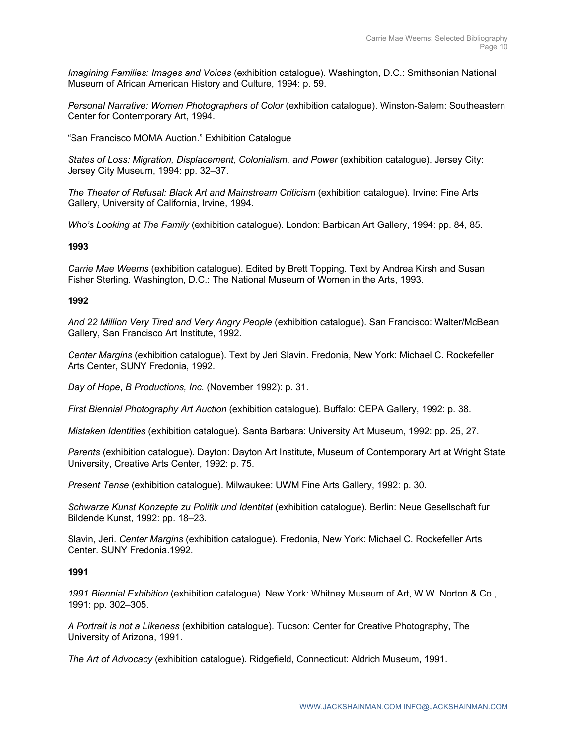*Imagining Families: Images and Voices* (exhibition catalogue). Washington, D.C.: Smithsonian National Museum of African American History and Culture, 1994: p. 59.

*Personal Narrative: Women Photographers of Color* (exhibition catalogue). Winston-Salem: Southeastern Center for Contemporary Art, 1994.

"San Francisco MOMA Auction." Exhibition Catalogue

*States of Loss: Migration, Displacement, Colonialism, and Power* (exhibition catalogue). Jersey City: Jersey City Museum, 1994: pp. 32–37.

*The Theater of Refusal: Black Art and Mainstream Criticism* (exhibition catalogue). Irvine: Fine Arts Gallery, University of California, Irvine, 1994.

*Who's Looking at The Family* (exhibition catalogue). London: Barbican Art Gallery, 1994: pp. 84, 85.

**1993**

*Carrie Mae Weems* (exhibition catalogue). Edited by Brett Topping. Text by Andrea Kirsh and Susan Fisher Sterling. Washington, D.C.: The National Museum of Women in the Arts, 1993.

**1992**

*And 22 Million Very Tired and Very Angry People* (exhibition catalogue). San Francisco: Walter/McBean Gallery, San Francisco Art Institute, 1992.

*Center Margins* (exhibition catalogue). Text by Jeri Slavin. Fredonia, New York: Michael C. Rockefeller Arts Center, SUNY Fredonia, 1992.

*Day of Hope*, *B Productions, Inc.* (November 1992): p. 31.

*First Biennial Photography Art Auction* (exhibition catalogue). Buffalo: CEPA Gallery, 1992: p. 38.

*Mistaken Identities* (exhibition catalogue). Santa Barbara: University Art Museum, 1992: pp. 25, 27.

*Parents* (exhibition catalogue). Dayton: Dayton Art Institute, Museum of Contemporary Art at Wright State University, Creative Arts Center, 1992: p. 75.

*Present Tense* (exhibition catalogue). Milwaukee: UWM Fine Arts Gallery, 1992: p. 30.

*Schwarze Kunst Konzepte zu Politik und Identitat* (exhibition catalogue). Berlin: Neue Gesellschaft fur Bildende Kunst, 1992: pp. 18–23.

Slavin, Jeri. *Center Margins* (exhibition catalogue). Fredonia, New York: Michael C. Rockefeller Arts Center. SUNY Fredonia.1992.

**1991**

*1991 Biennial Exhibition* (exhibition catalogue). New York: Whitney Museum of Art, W.W. Norton & Co., 1991: pp. 302–305.

*A Portrait is not a Likeness* (exhibition catalogue). Tucson: Center for Creative Photography, The University of Arizona, 1991.

*The Art of Advocacy* (exhibition catalogue). Ridgefield, Connecticut: Aldrich Museum, 1991.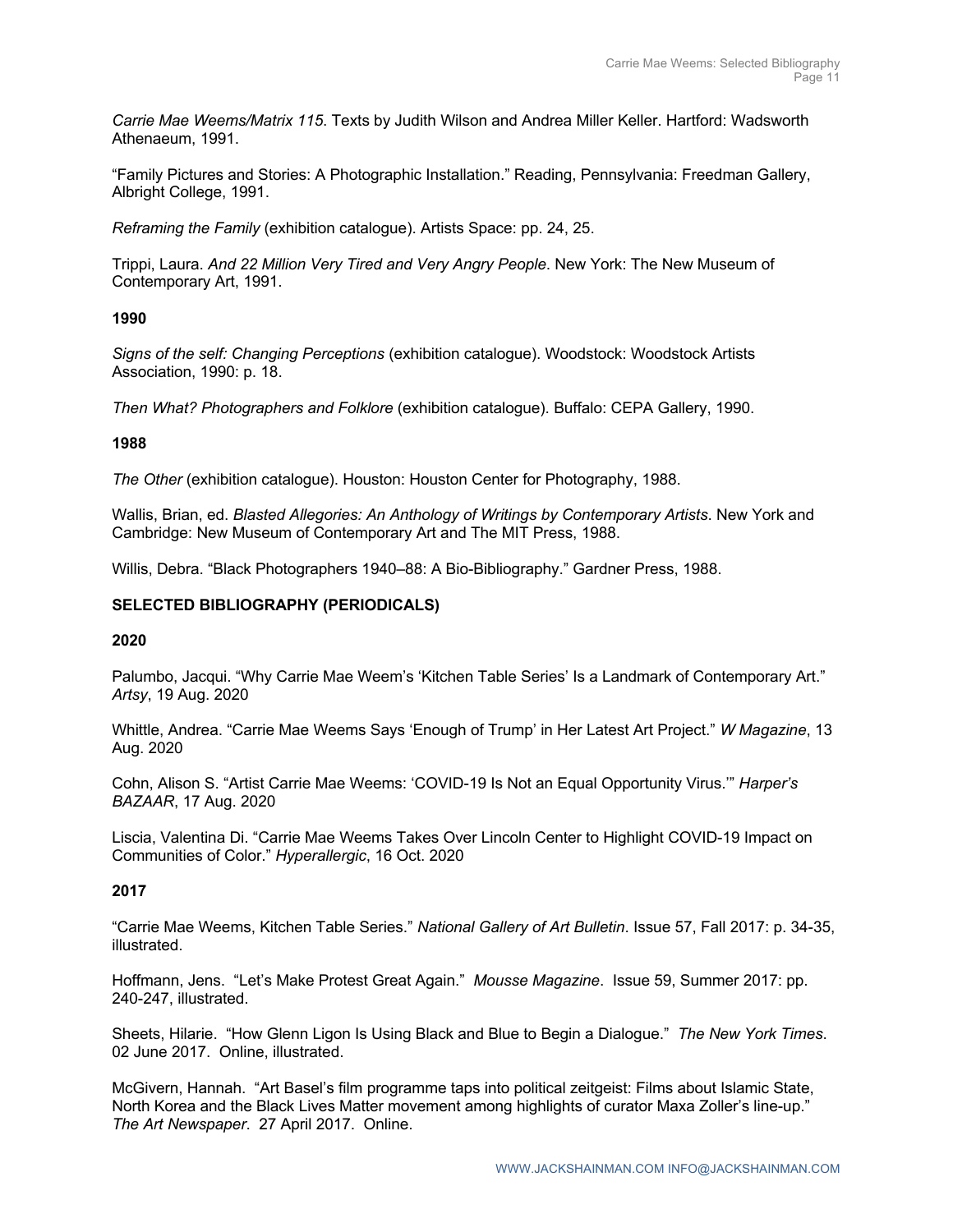*Carrie Mae Weems/Matrix 115*. Texts by Judith Wilson and Andrea Miller Keller. Hartford: Wadsworth Athenaeum, 1991.

“Family Pictures and Stories: A Photographic Installation.” Reading, Pennsylvania: Freedman Gallery, Albright College, 1991.

*Reframing the Family* (exhibition catalogue). Artists Space: pp. 24, 25.

Trippi, Laura. *And 22 Million Very Tired and Very Angry People*. New York: The New Museum of Contemporary Art, 1991.

**1990**

*Signs of the self: Changing Perceptions* (exhibition catalogue). Woodstock: Woodstock Artists Association, 1990: p. 18.

*Then What? Photographers and Folklore* (exhibition catalogue). Buffalo: CEPA Gallery, 1990.

**1988**

*The Other* (exhibition catalogue). Houston: Houston Center for Photography, 1988.

Wallis, Brian, ed. *Blasted Allegories: An Anthology of Writings by Contemporary Artists*. New York and Cambridge: New Museum of Contemporary Art and The MIT Press, 1988.

Willis, Debra. “Black Photographers 1940–88: A Bio-Bibliography.” Gardner Press, 1988.

## SELECTED BIBLIOGRAPHY (PERIODICALS)

**2020**

Palumbo, Jacqui. “Why Carrie Mae Weem’s ‘Kitchen Table Series’ Is a Landmark of Contemporary Art.” *Artsy*, 19 Aug. 2020

Whittle, Andrea. “Carrie Mae Weems Says ‘Enough of Trump’ in Her Latest Art Project.” *W Magazine*, 13 Aug. 2020

Cohn, Alison S. “Artist Carrie Mae Weems: ‘COVID-19 Is Not an Equal Opportunity Virus.’” *Harper’s BAZAAR*, 17 Aug. 2020

Liscia, Valentina Di. “Carrie Mae Weems Takes Over Lincoln Center to Highlight COVID-19 Impact on Communities of Color.” *Hyperallergic*, 16 Oct. 2020

**2017**

“Carrie Mae Weems, Kitchen Table Series.” *National Gallery of Art Bulletin*. Issue 57, Fall 2017: p. 34-35, illustrated.

Hoffmann, Jens. “Let’s Make Protest Great Again.” *Mousse Magazine*. Issue 59, Summer 2017: pp. 240-247, illustrated.

Sheets, Hilarie. “How Glenn Ligon Is Using Black and Blue to Begin a Dialogue.” *The New York Times*. 02 June 2017. Online, illustrated.

McGivern, Hannah. “Art Basel’s film programme taps into political zeitgeist: Films about Islamic State, North Korea and the Black Lives Matter movement among highlights of curator Maxa Zoller’s line-up.” *The Art Newspaper*. 27 April 2017. Online.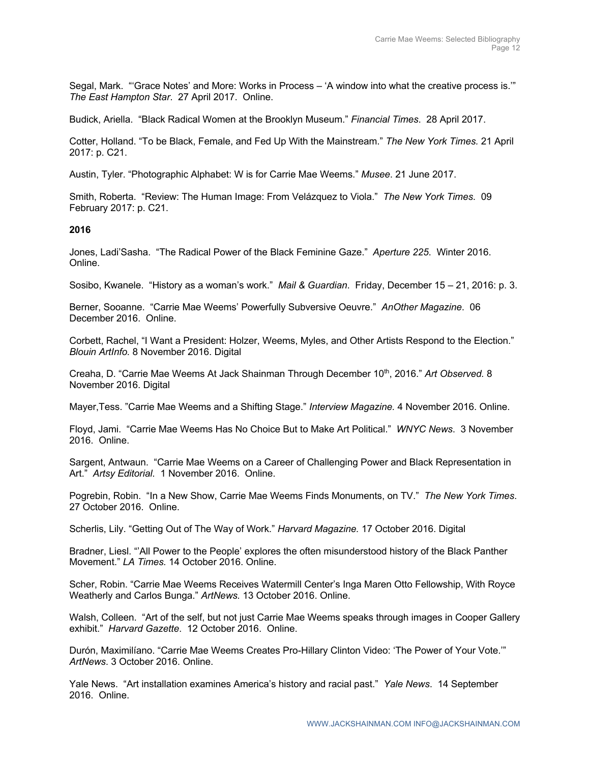Segal, Mark. "'Grace Notes' and More: Works in Process – 'A window into what the creative process is.'" *The East Hampton Star*. 27 April 2017. Online.

Budick, Ariella. "Black Radical Women at the Brooklyn Museum." *Financial Times*. 28 April 2017.

Cotter, Holland. "To be Black, Female, and Fed Up With the Mainstream." *The New York Times.* 21 April 2017: p. C21.

Austin, Tyler. "Photographic Alphabet: W is for Carrie Mae Weems." *Musee*. 21 June 2017.

Smith, Roberta. "Review: The Human Image: From Velázquez to Viola." *The New York Times*. 09 February 2017: p. C21.

**2016**

Jones, Ladi'Sasha. "The Radical Power of the Black Feminine Gaze." *Aperture 225.* Winter 2016. Online.

Sosibo, Kwanele. "History as a woman's work." *Mail & Guardian*. Friday, December 15 – 21, 2016: p. 3.

Berner, Sooanne. "Carrie Mae Weems' Powerfully Subversive Oeuvre." *AnOther Magazine*. 06 December 2016. Online.

Corbett, Rachel, "I Want a President: Holzer, Weems, Myles, and Other Artists Respond to the Election." *Blouin ArtInfo.* 8 November 2016. Digital

Creaha, D. "Carrie Mae Weems At Jack Shainman Through December 10th, 2016." *Art Observed.* 8 November 2016. Digital

Mayer,Tess. "Carrie Mae Weems and a Shifting Stage." *Interview Magazine.* 4 November 2016. Online.

Floyd, Jami. "Carrie Mae Weems Has No Choice But to Make Art Political." *WNYC News*. 3 November 2016. Online.

Sargent, Antwaun. "Carrie Mae Weems on a Career of Challenging Power and Black Representation in Art." *Artsy Editorial.* 1 November 2016. Online.

Pogrebin, Robin. "In a New Show, Carrie Mae Weems Finds Monuments, on TV." *The New York Times*. 27 October 2016. Online.

Scherlis, Lily. "Getting Out of The Way of Work." *Harvard Magazine.* 17 October 2016. Digital

Bradner, Liesl. "'All Power to the People' explores the often misunderstood history of the Black Panther Movement." *LA Times.* 14 October 2016. Online.

Scher, Robin. "Carrie Mae Weems Receives Watermill Center's Inga Maren Otto Fellowship, With Royce Weatherly and Carlos Bunga." *ArtNews.* 13 October 2016. Online.

Walsh, Colleen. "Art of the self, but not just Carrie Mae Weems speaks through images in Cooper Gallery exhibit." *Harvard Gazette*. 12 October 2016. Online.

Durón, Maximilíano. "Carrie Mae Weems Creates Pro-Hillary Clinton Video: 'The Power of Your Vote.'" *ArtNews*. 3 October 2016. Online.

Yale News. "Art installation examines America's history and racial past." *Yale News*. 14 September 2016. Online.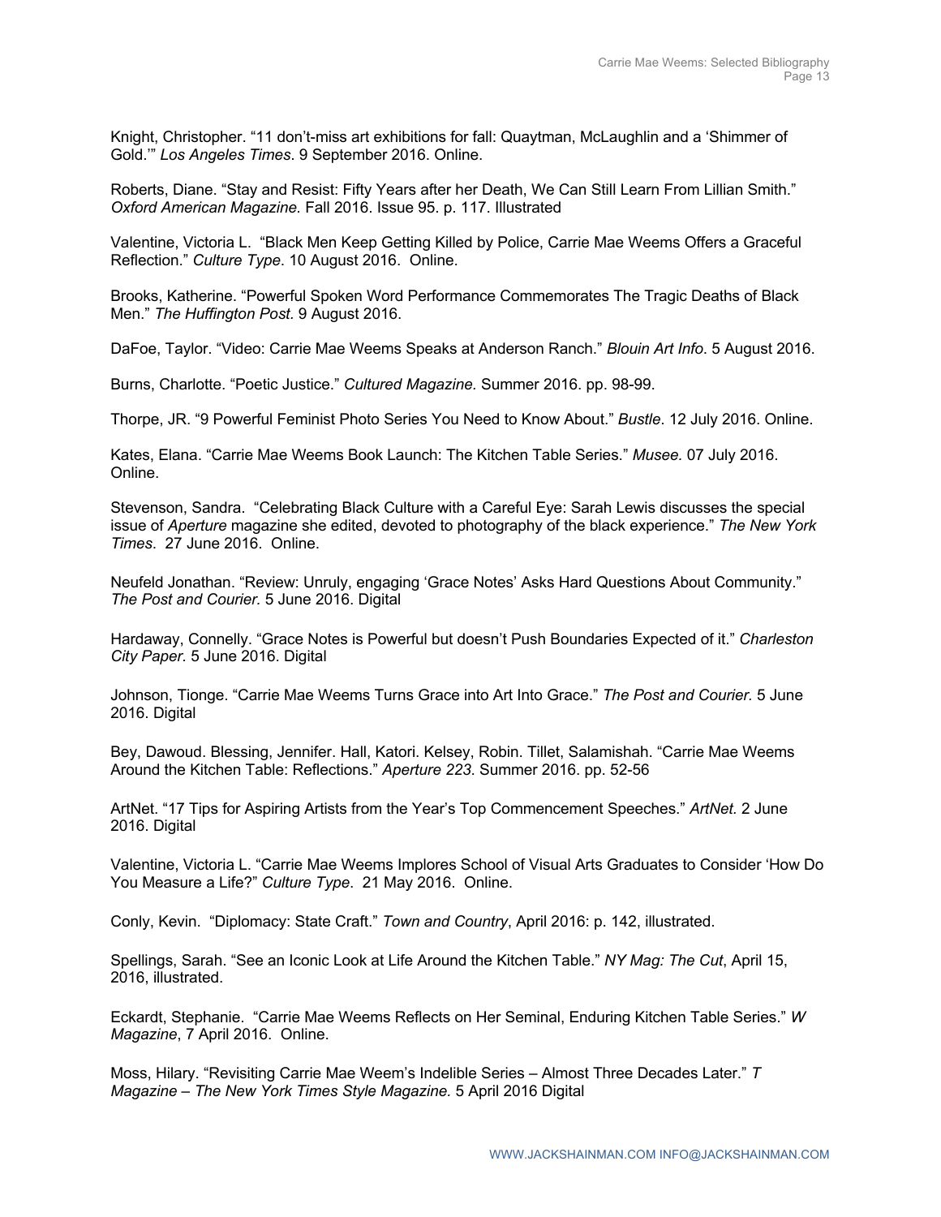Knight, Christopher. “11 don’t-miss art exhibitions for fall: Quaytman, McLaughlin and a ‘Shimmer of Gold.’” *Los Angeles Times*. 9 September 2016. Online.

Roberts, Diane. “Stay and Resist: Fifty Years after her Death, We Can Still Learn From Lillian Smith.” *Oxford American Magazine.* Fall 2016. Issue 95. p. 117. Illustrated

Valentine, Victoria L. “Black Men Keep Getting Killed by Police, Carrie Mae Weems Offers a Graceful Reflection.” *Culture Type*. 10 August 2016. Online.

Brooks, Katherine. “Powerful Spoken Word Performance Commemorates The Tragic Deaths of Black Men.” *The Huffington Post.* 9 August 2016.

DaFoe, Taylor. “Video: Carrie Mae Weems Speaks at Anderson Ranch.” *Blouin Art Info.* 5 August 2016.

Burns, Charlotte. “Poetic Justice.” *Cultured Magazine.* Summer 2016. pp. 98-99.

Thorpe, JR. “9 Powerful Feminist Photo Series You Need to Know About.” *Bustle*. 12 July 2016. Online.

Kates, Elana. “Carrie Mae Weems Book Launch: The Kitchen Table Series.” *Musee.* 07 July 2016. Online.

Stevenson, Sandra. “Celebrating Black Culture with a Careful Eye: Sarah Lewis discusses the special issue of *Aperture* magazine she edited, devoted to photography of the black experience.” *The New York Times*. 27 June 2016. Online.

Neufeld Jonathan. “Review: Unruly, engaging ‘Grace Notes’ Asks Hard Questions About Community.” *The Post and Courier.* 5 June 2016. Digital

Hardaway, Connelly. “Grace Notes is Powerful but doesn’t Push Boundaries Expected of it.” *Charleston City Paper.* 5 June 2016. Digital

Johnson, Tionge. “Carrie Mae Weems Turns Grace into Art Into Grace.” *The Post and Courier.* 5 June 2016. Digital

Bey, Dawoud. Blessing, Jennifer. Hall, Katori. Kelsey, Robin. Tillet, Salamishah. “Carrie Mae Weems Around the Kitchen Table: Reflections.” *Aperture 223*. Summer 2016. pp. 52-56

ArtNet. “17 Tips for Aspiring Artists from the Year’s Top Commencement Speeches.” *ArtNet.* 2 June 2016. Digital

Valentine, Victoria L. “Carrie Mae Weems Implores School of Visual Arts Graduates to Consider ‘How Do You Measure a Life?” *Culture Type*. 21 May 2016. Online.

Conly, Kevin. “Diplomacy: State Craft.” *Town and Country*, April 2016: p. 142, illustrated.

Spellings, Sarah. “See an Iconic Look at Life Around the Kitchen Table.” *NY Mag: The Cut*, April 15, 2016, illustrated.

Eckardt, Stephanie. “Carrie Mae Weems Reflects on Her Seminal, Enduring Kitchen Table Series.” *W Magazine*, 7 April 2016. Online.

Moss, Hilary. “Revisiting Carrie Mae Weem’s Indelible Series – Almost Three Decades Later.” *T Magazine – The New York Times Style Magazine.* 5 April 2016 Digital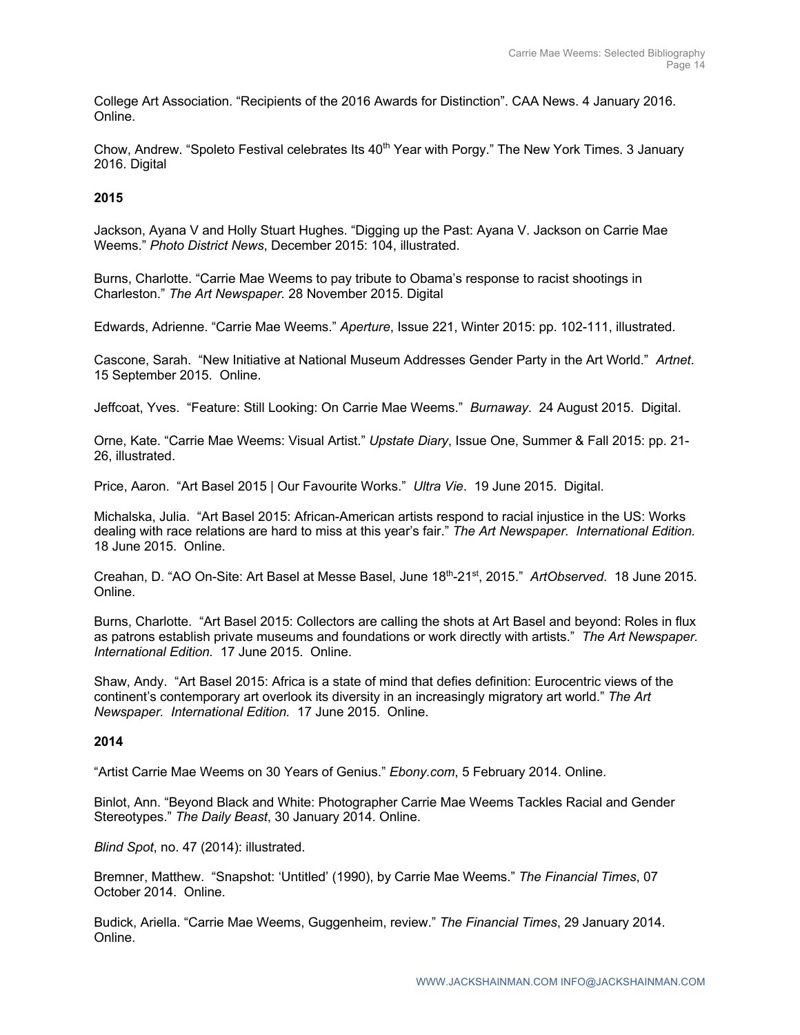College Art Association. “Recipients of the 2016 Awards for Distinction”. CAA News. 4 January 2016. Online.

Chow, Andrew. “Spoleto Festival celebrates Its 40th Year with Porgy.” The New York Times. 3 January 2016. Digital

**2015**

Jackson, Ayana V and Holly Stuart Hughes. “Digging up the Past: Ayana V. Jackson on Carrie Mae Weems.” *Photo District News*, December 2015: 104, illustrated.

Burns, Charlotte. “Carrie Mae Weems to pay tribute to Obama’s response to racist shootings in Charleston.” *The Art Newspaper.* 28 November 2015. Digital

Edwards, Adrienne. “Carrie Mae Weems.” *Aperture*, Issue 221, Winter 2015: pp. 102-111, illustrated.

Cascone, Sarah. “New Initiative at National Museum Addresses Gender Party in the Art World.” *Artnet*. 15 September 2015. Online.

Jeffcoat, Yves. “Feature: Still Looking: On Carrie Mae Weems.” *Burnaway*. 24 August 2015. Digital.

Orne, Kate. “Carrie Mae Weems: Visual Artist.” *Upstate Diary*, Issue One, Summer & Fall 2015: pp. 21-26, illustrated.

Price, Aaron. “Art Basel 2015 | Our Favourite Works.” *Ultra Vie*. 19 June 2015. Digital.

Michalska, Julia. “Art Basel 2015: African-American artists respond to racial injustice in the US: Works dealing with race relations are hard to miss at this year’s fair.” *The Art Newspaper. International Edition.* 18 June 2015. Online.

Creahan, D. “AO On-Site: Art Basel at Messe Basel, June 18th-21st, 2015.” *ArtObserved*. 18 June 2015. Online.

Burns, Charlotte. “Art Basel 2015: Collectors are calling the shots at Art Basel and beyond: Roles in flux as patrons establish private museums and foundations or work directly with artists.” *The Art Newspaper. International Edition.* 17 June 2015. Online.

Shaw, Andy. “Art Basel 2015: Africa is a state of mind that defies definition: Eurocentric views of the continent’s contemporary art overlook its diversity in an increasingly migratory art world.” *The Art Newspaper. International Edition.* 17 June 2015. Online.

**2014**

“Artist Carrie Mae Weems on 30 Years of Genius.” *Ebony.com*, 5 February 2014. Online.

Binlot, Ann. “Beyond Black and White: Photographer Carrie Mae Weems Tackles Racial and Gender Stereotypes.” *The Daily Beast*, 30 January 2014. Online.

*Blind Spot*, no. 47 (2014): illustrated.

Bremner, Matthew. “Snapshot: ‘Untitled’ (1990), by Carrie Mae Weems.” *The Financial Times*, 07 October 2014. Online.

Budick, Ariella. “Carrie Mae Weems, Guggenheim, review.” *The Financial Times*, 29 January 2014. Online.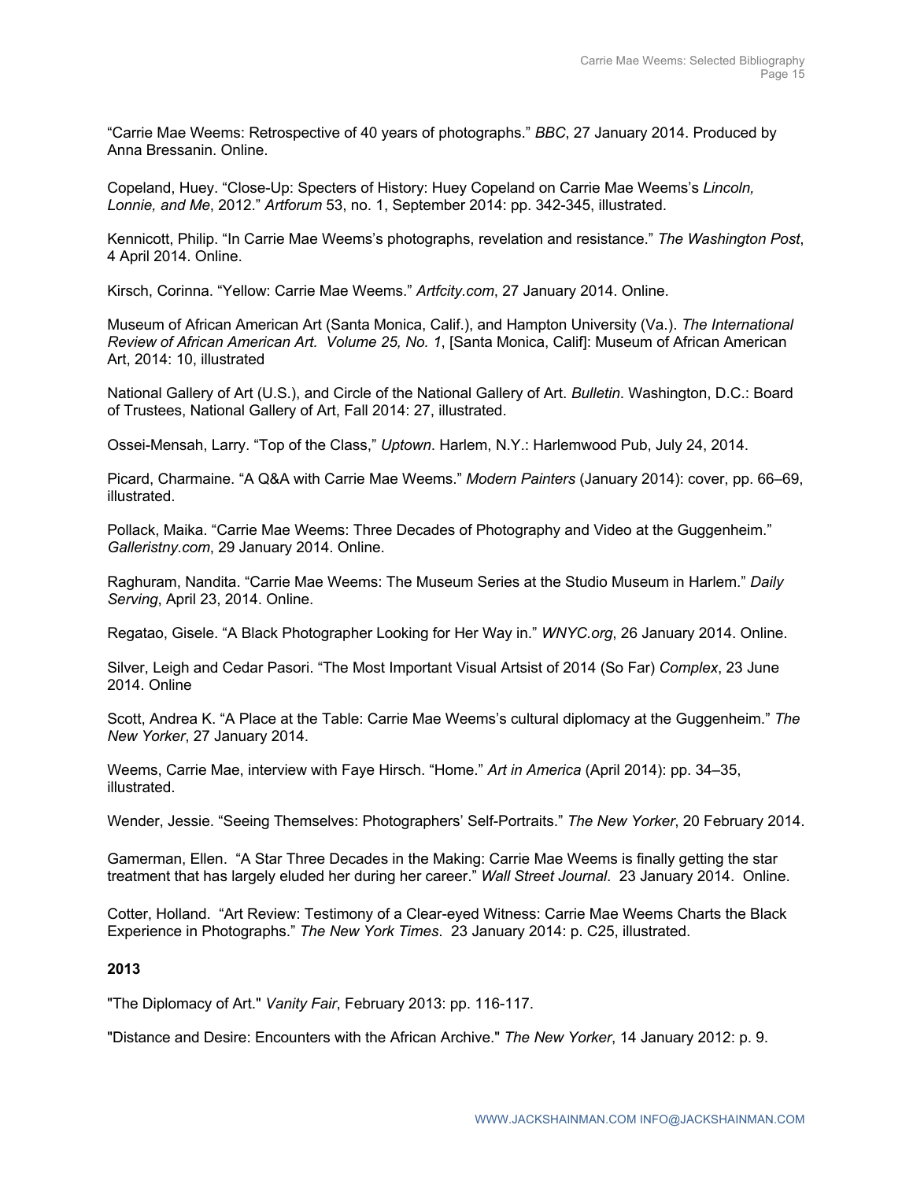“Carrie Mae Weems: Retrospective of 40 years of photographs.” *BBC*, 27 January 2014. Produced by Anna Bressanin. Online.

Copeland, Huey. “Close-Up: Specters of History: Huey Copeland on Carrie Mae Weems’s *Lincoln, Lonnie, and Me*, 2012.” *Artforum* 53, no. 1, September 2014: pp. 342-345, illustrated.

Kennicott, Philip. “In Carrie Mae Weems’s photographs, revelation and resistance.” *The Washington Post*, 4 April 2014. Online.

Kirsch, Corinna. “Yellow: Carrie Mae Weems.” *Artfcity.com*, 27 January 2014. Online.

Museum of African American Art (Santa Monica, Calif.), and Hampton University (Va.). *The International Review of African American Art. Volume 25, No. 1*, [Santa Monica, Calif]: Museum of African American Art, 2014: 10, illustrated

National Gallery of Art (U.S.), and Circle of the National Gallery of Art. *Bulletin*. Washington, D.C.: Board of Trustees, National Gallery of Art, Fall 2014: 27, illustrated.

Ossei-Mensah, Larry. “Top of the Class,” *Uptown*. Harlem, N.Y.: Harlemwood Pub, July 24, 2014.

Picard, Charmaine. “A Q&A with Carrie Mae Weems.” *Modern Painters* (January 2014): cover, pp. 66–69, illustrated.

Pollack, Maika. “Carrie Mae Weems: Three Decades of Photography and Video at the Guggenheim.” *Galleristny.com*, 29 January 2014. Online.

Raghuram, Nandita. “Carrie Mae Weems: The Museum Series at the Studio Museum in Harlem.” *Daily Serving*, April 23, 2014. Online.

Regatao, Gisele. “A Black Photographer Looking for Her Way in.” *WNYC.org*, 26 January 2014. Online.

Silver, Leigh and Cedar Pasori. “The Most Important Visual Artsist of 2014 (So Far) *Complex*, 23 June 2014. Online

Scott, Andrea K. “A Place at the Table: Carrie Mae Weems’s cultural diplomacy at the Guggenheim.” *The New Yorker*, 27 January 2014.

Weems, Carrie Mae, interview with Faye Hirsch. “Home.” *Art in America* (April 2014): pp. 34–35, illustrated.

Wender, Jessie. “Seeing Themselves: Photographers’ Self-Portraits.” *The New Yorker*, 20 February 2014.

Gamerman, Ellen. “A Star Three Decades in the Making: Carrie Mae Weems is finally getting the star treatment that has largely eluded her during her career.” *Wall Street Journal*. 23 January 2014. Online.

Cotter, Holland. “Art Review: Testimony of a Clear-eyed Witness: Carrie Mae Weems Charts the Black Experience in Photographs.” *The New York Times*. 23 January 2014: p. C25, illustrated.

**2013**

"The Diplomacy of Art." *Vanity Fair*, February 2013: pp. 116-117.

"Distance and Desire: Encounters with the African Archive." *The New Yorker*, 14 January 2012: p. 9.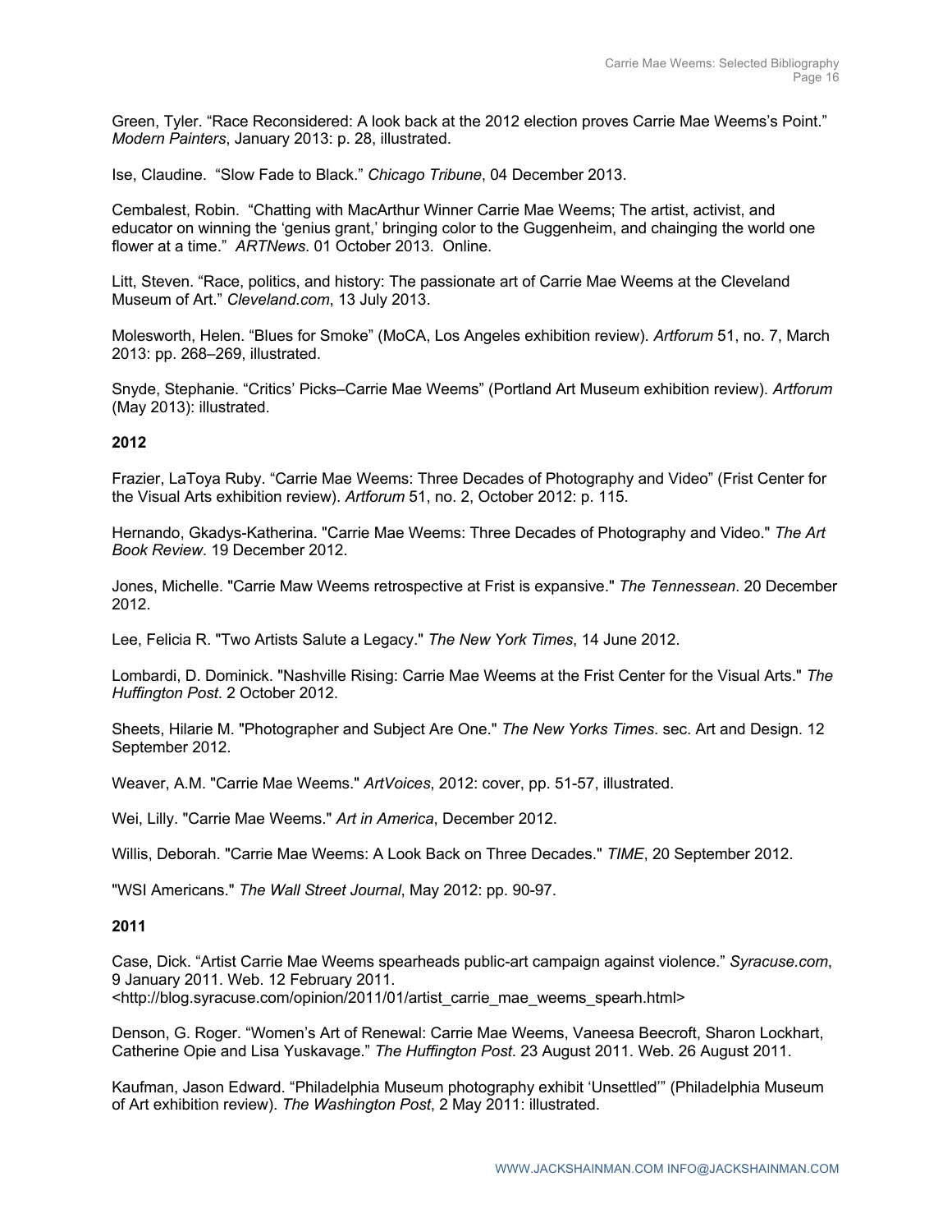Green, Tyler. “Race Reconsidered: A look back at the 2012 election proves Carrie Mae Weems’s Point.” *Modern Painters*, January 2013: p. 28, illustrated.

Ise, Claudine. “Slow Fade to Black.” *Chicago Tribune*, 04 December 2013.

Cembalest, Robin. “Chatting with MacArthur Winner Carrie Mae Weems; The artist, activist, and educator on winning the ‘genius grant,’ bringing color to the Guggenheim, and chainging the world one flower at a time.” *ARTNews*. 01 October 2013. Online.

Litt, Steven. “Race, politics, and history: The passionate art of Carrie Mae Weems at the Cleveland Museum of Art.” *Cleveland.com*, 13 July 2013.

Molesworth, Helen. “Blues for Smoke” (MoCA, Los Angeles exhibition review). *Artforum* 51, no. 7, March 2013: pp. 268–269, illustrated.

Snyde, Stephanie. “Critics’ Picks–Carrie Mae Weems” (Portland Art Museum exhibition review). *Artforum* (May 2013): illustrated.

**2012**

Frazier, LaToya Ruby. “Carrie Mae Weems: Three Decades of Photography and Video” (Frist Center for the Visual Arts exhibition review). *Artforum* 51, no. 2, October 2012: p. 115.

Hernando, Gkadys-Katherina. "Carrie Mae Weems: Three Decades of Photography and Video." *The Art Book Review*. 19 December 2012.

Jones, Michelle. "Carrie Maw Weems retrospective at Frist is expansive." *The Tennessean*. 20 December 2012.

Lee, Felicia R. "Two Artists Salute a Legacy." *The New York Times*, 14 June 2012.

Lombardi, D. Dominick. "Nashville Rising: Carrie Mae Weems at the Frist Center for the Visual Arts." *The Huffington Post*. 2 October 2012.

Sheets, Hilarie M. "Photographer and Subject Are One." *The New Yorks Times*. sec. Art and Design. 12 September 2012.

Weaver, A.M. "Carrie Mae Weems." *ArtVoices*, 2012: cover, pp. 51-57, illustrated.

Wei, Lilly. "Carrie Mae Weems." *Art in America*, December 2012.

Willis, Deborah. "Carrie Mae Weems: A Look Back on Three Decades." *TIME*, 20 September 2012.

"WSI Americans." *The Wall Street Journal*, May 2012: pp. 90-97.

**2011**

Case, Dick. “Artist Carrie Mae Weems spearheads public-art campaign against violence.” *Syracuse.com*, 9 January 2011. Web. 12 February 2011. <http://blog.syracuse.com/opinion/2011/01/artist_carrie_mae_weems_spearh.html>

Denson, G. Roger. “Women’s Art of Renewal: Carrie Mae Weems, Vaneesa Beecroft, Sharon Lockhart, Catherine Opie and Lisa Yuskavage.” *The Huffington Post*. 23 August 2011. Web. 26 August 2011.

Kaufman, Jason Edward. “Philadelphia Museum photography exhibit ‘Unsettled’” (Philadelphia Museum of Art exhibition review). *The Washington Post*, 2 May 2011: illustrated.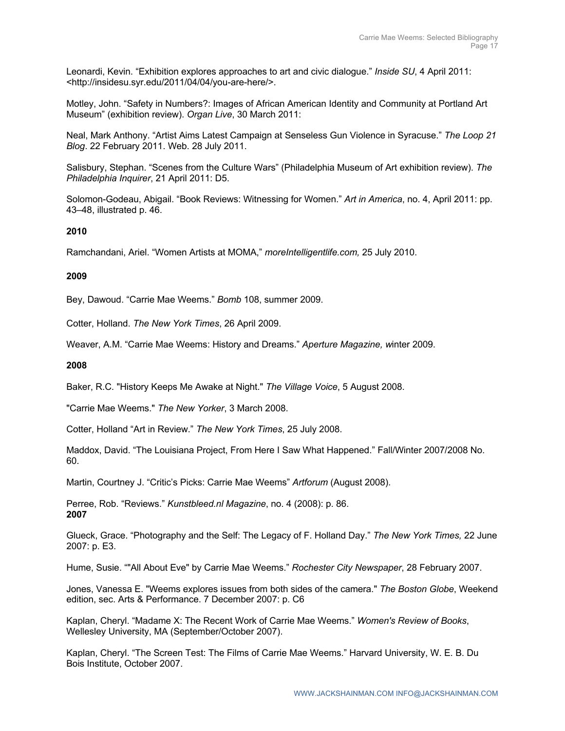Leonardi, Kevin. “Exhibition explores approaches to art and civic dialogue.” *Inside SU*, 4 April 2011: <http://insidesu.syr.edu/2011/04/04/you-are-here/>.

Motley, John. “Safety in Numbers?: Images of African American Identity and Community at Portland Art Museum” (exhibition review). *Organ Live*, 30 March 2011:

Neal, Mark Anthony. “Artist Aims Latest Campaign at Senseless Gun Violence in Syracuse.” *The Loop 21 Blog*. 22 February 2011. Web. 28 July 2011.

Salisbury, Stephan. “Scenes from the Culture Wars” (Philadelphia Museum of Art exhibition review). *The Philadelphia Inquirer*, 21 April 2011: D5.

Solomon-Godeau, Abigail. “Book Reviews: Witnessing for Women.” *Art in America*, no. 4, April 2011: pp. 43–48, illustrated p. 46.

**2010**

Ramchandani, Ariel. “Women Artists at MOMA,” *moreIntelligentlife.com,* 25 July 2010.

**2009**

Bey, Dawoud. “Carrie Mae Weems.” *Bomb* 108, summer 2009.

Cotter, Holland. *The New York Times*, 26 April 2009.

Weaver, A.M. “Carrie Mae Weems: History and Dreams.” *Aperture Magazine, w*inter 2009.

**2008**

Baker, R.C. "History Keeps Me Awake at Night." *The Village Voice*, 5 August 2008.

"Carrie Mae Weems." *The New Yorker*, 3 March 2008.

Cotter, Holland “Art in Review.” *The New York Times*, 25 July 2008.

Maddox, David. “The Louisiana Project, From Here I Saw What Happened.” Fall/Winter 2007/2008 No. 60.

Martin, Courtney J. “Critic’s Picks: Carrie Mae Weems” *Artforum* (August 2008).

Perree, Rob. “Reviews.” *Kunstbleed.nl Magazine*, no. 4 (2008): p. 86.

**2007**

Glueck, Grace. “Photography and the Self: The Legacy of F. Holland Day.” *The New York Times,* 22 June 2007: p. E3.

Hume, Susie. “"All About Eve" by Carrie Mae Weems.” *Rochester City Newspaper*, 28 February 2007.

Jones, Vanessa E. "Weems explores issues from both sides of the camera." *The Boston Globe*, Weekend edition, sec. Arts & Performance. 7 December 2007: p. C6

Kaplan, Cheryl. “Madame X: The Recent Work of Carrie Mae Weems.” *Women's Review of Books*, Wellesley University, MA (September/October 2007).

Kaplan, Cheryl. “The Screen Test: The Films of Carrie Mae Weems.” Harvard University, W. E. B. Du Bois Institute, October 2007.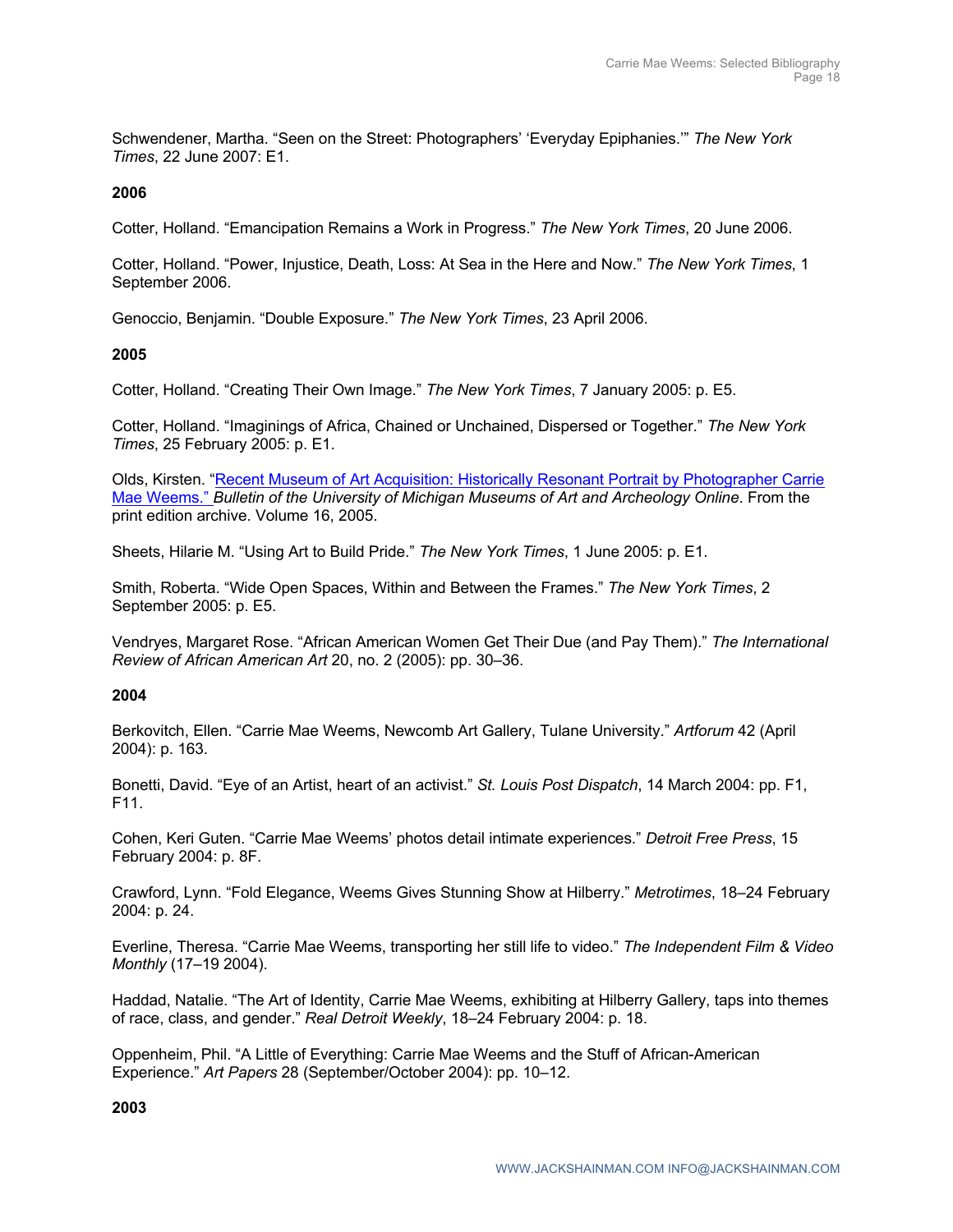Schwendener, Martha. “Seen on the Street: Photographers’ ‘Everyday Epiphanies.’” *The New York Times*, 22 June 2007: E1.

**2006**

Cotter, Holland. “Emancipation Remains a Work in Progress.” *The New York Times*, 20 June 2006.

Cotter, Holland. “Power, Injustice, Death, Loss: At Sea in the Here and Now.” *The New York Times*, 1 September 2006.

Genoccio, Benjamin. “Double Exposure.” *The New York Times*, 23 April 2006.

**2005**

Cotter, Holland. “Creating Their Own Image.” *The New York Times*, 7 January 2005: p. E5.

Cotter, Holland. “Imaginings of Africa, Chained or Unchained, Dispersed or Together.” *The New York Times*, 25 February 2005: p. E1.

Olds, Kirsten. “Recent Museum of Art Acquisition: Historically Resonant Portrait by Photographer Carrie Mae Weems.” *Bulletin of the University of Michigan Museums of Art and Archeology Online*. From the print edition archive. Volume 16, 2005.

Sheets, Hilarie M. “Using Art to Build Pride.” *The New York Times*, 1 June 2005: p. E1.

Smith, Roberta. “Wide Open Spaces, Within and Between the Frames.” *The New York Times*, 2 September 2005: p. E5.

Vendryes, Margaret Rose. “African American Women Get Their Due (and Pay Them).” *The International Review of African American Art* 20, no. 2 (2005): pp. 30–36.

**2004**

Berkovitch, Ellen. “Carrie Mae Weems, Newcomb Art Gallery, Tulane University.” *Artforum* 42 (April 2004): p. 163.

Bonetti, David. “Eye of an Artist, heart of an activist.” *St. Louis Post Dispatch*, 14 March 2004: pp. F1, F11.

Cohen, Keri Guten. “Carrie Mae Weems’ photos detail intimate experiences.” *Detroit Free Press*, 15 February 2004: p. 8F.

Crawford, Lynn. “Fold Elegance, Weems Gives Stunning Show at Hilberry.” *Metrotimes*, 18–24 February 2004: p. 24.

Everline, Theresa. “Carrie Mae Weems, transporting her still life to video.” *The Independent Film & Video Monthly* (17–19 2004).

Haddad, Natalie. “The Art of Identity, Carrie Mae Weems, exhibiting at Hilberry Gallery, taps into themes of race, class, and gender.” *Real Detroit Weekly*, 18–24 February 2004: p. 18.

Oppenheim, Phil. “A Little of Everything: Carrie Mae Weems and the Stuff of African-American Experience.” *Art Papers* 28 (September/October 2004): pp. 10–12.

**2003**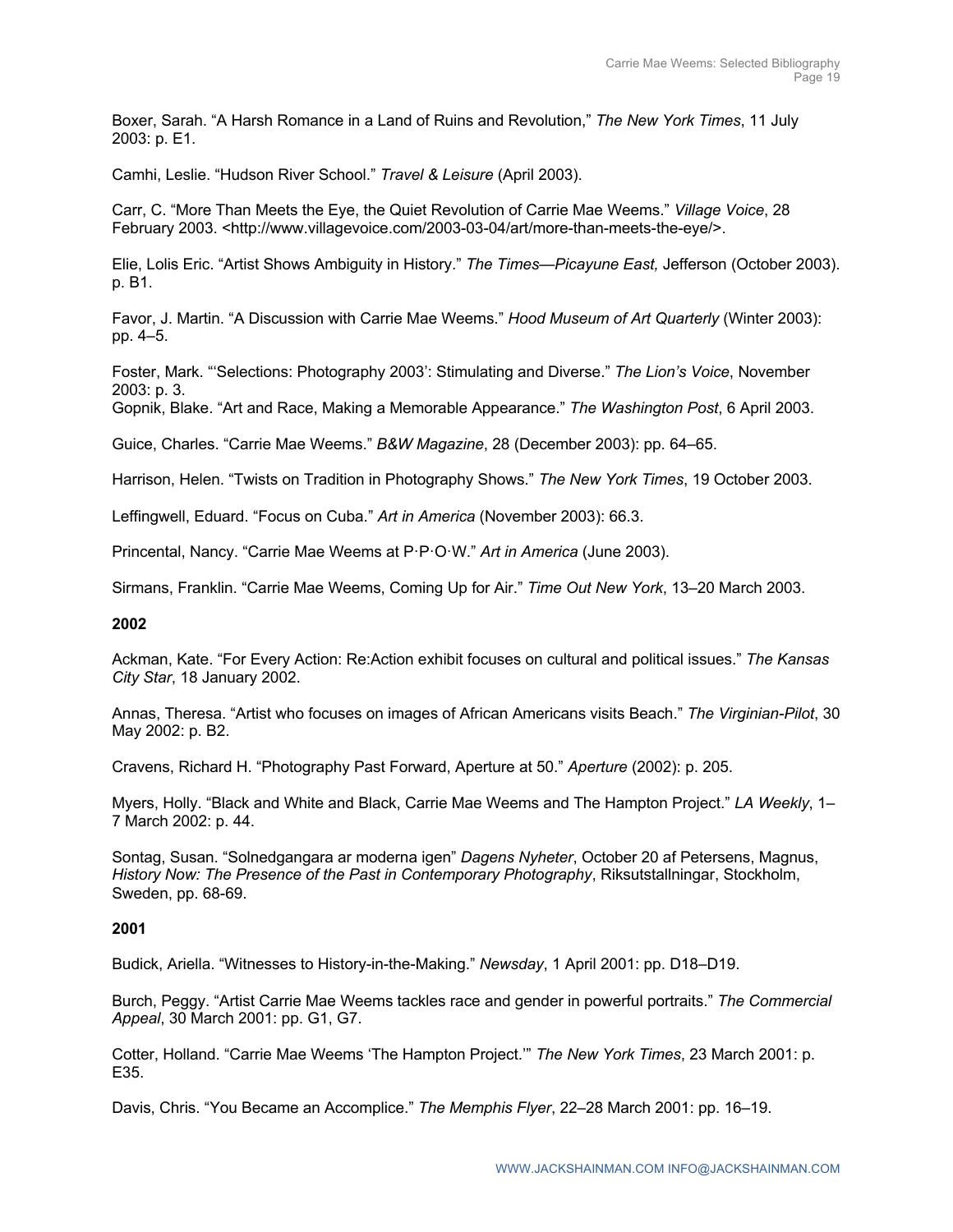Boxer, Sarah. “A Harsh Romance in a Land of Ruins and Revolution,” *The New York Times*, 11 July 2003: p. E1.

Camhi, Leslie. “Hudson River School.” *Travel & Leisure* (April 2003).

Carr, C. “More Than Meets the Eye, the Quiet Revolution of Carrie Mae Weems.” *Village Voice*, 28 February 2003. <http://www.villagevoice.com/2003-03-04/art/more-than-meets-the-eye/>.

Elie, Lolis Eric. “Artist Shows Ambiguity in History.” *The Times—Picayune East,* Jefferson (October 2003). p. B1.

Favor, J. Martin. “A Discussion with Carrie Mae Weems.” *Hood Museum of Art Quarterly* (Winter 2003): pp. 4–5.

Foster, Mark. “‘Selections: Photography 2003’: Stimulating and Diverse.” *The Lion’s Voice*, November 2003: p. 3.
Gopnik, Blake. “Art and Race, Making a Memorable Appearance.” *The Washington Post*, 6 April 2003.

Guice, Charles. “Carrie Mae Weems.” *B&W Magazine*, 28 (December 2003): pp. 64–65.

Harrison, Helen. “Twists on Tradition in Photography Shows.” *The New York Times*, 19 October 2003.

Leffingwell, Eduard. “Focus on Cuba.” *Art in America* (November 2003): 66.3.

Princental, Nancy. “Carrie Mae Weems at P·P·O·W.” *Art in America* (June 2003).

Sirmans, Franklin. “Carrie Mae Weems, Coming Up for Air.” *Time Out New York*, 13–20 March 2003.

**2002**

Ackman, Kate. “For Every Action: Re:Action exhibit focuses on cultural and political issues.” *The Kansas City Star*, 18 January 2002.

Annas, Theresa. “Artist who focuses on images of African Americans visits Beach.” *The Virginian-Pilot*, 30 May 2002: p. B2.

Cravens, Richard H. “Photography Past Forward, Aperture at 50.” *Aperture* (2002): p. 205.

Myers, Holly. “Black and White and Black, Carrie Mae Weems and The Hampton Project.” *LA Weekly*, 1–7 March 2002: p. 44.

Sontag, Susan. “Solnedgangara ar moderna igen” *Dagens Nyheter*, October 20 af Petersens, Magnus, *History Now: The Presence of the Past in Contemporary Photography*, Riksutstallningar, Stockholm, Sweden, pp. 68-69.

**2001**

Budick, Ariella. “Witnesses to History-in-the-Making.” *Newsday*, 1 April 2001: pp. D18–D19.

Burch, Peggy. “Artist Carrie Mae Weems tackles race and gender in powerful portraits.” *The Commercial Appeal*, 30 March 2001: pp. G1, G7.

Cotter, Holland. “Carrie Mae Weems ‘The Hampton Project.’” *The New York Times*, 23 March 2001: p. E35.

Davis, Chris. “You Became an Accomplice.” *The Memphis Flyer*, 22–28 March 2001: pp. 16–19.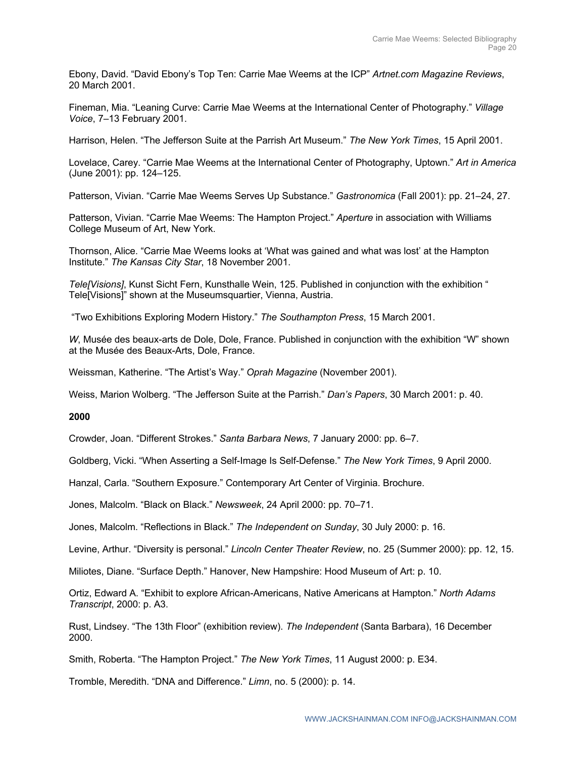Ebony, David. "David Ebony's Top Ten: Carrie Mae Weems at the ICP" *Artnet.com Magazine Reviews*, 20 March 2001.

Fineman, Mia. "Leaning Curve: Carrie Mae Weems at the International Center of Photography." *Village Voice*, 7–13 February 2001.

Harrison, Helen. "The Jefferson Suite at the Parrish Art Museum." *The New York Times*, 15 April 2001.

Lovelace, Carey. "Carrie Mae Weems at the International Center of Photography, Uptown." *Art in America* (June 2001): pp. 124–125.

Patterson, Vivian. "Carrie Mae Weems Serves Up Substance." *Gastronomica* (Fall 2001): pp. 21–24, 27.

Patterson, Vivian. "Carrie Mae Weems: The Hampton Project." *Aperture* in association with Williams College Museum of Art, New York.

Thornson, Alice. "Carrie Mae Weems looks at 'What was gained and what was lost' at the Hampton Institute." *The Kansas City Star*, 18 November 2001.

*Tele[Visions]*, Kunst Sicht Fern, Kunsthalle Wein, 125. Published in conjunction with the exhibition " Tele[Visions]" shown at the Museumsquartier, Vienna, Austria.

"Two Exhibitions Exploring Modern History." *The Southampton Press*, 15 March 2001.

*W*, Musée des beaux-arts de Dole, Dole, France. Published in conjunction with the exhibition "W" shown at the Musée des Beaux-Arts, Dole, France.

Weissman, Katherine. "The Artist's Way." *Oprah Magazine* (November 2001).

Weiss, Marion Wolberg. "The Jefferson Suite at the Parrish." *Dan's Papers*, 30 March 2001: p. 40.

**2000**

Crowder, Joan. "Different Strokes." *Santa Barbara News*, 7 January 2000: pp. 6–7.

Goldberg, Vicki. "When Asserting a Self-Image Is Self-Defense." *The New York Times*, 9 April 2000.

Hanzal, Carla. "Southern Exposure." Contemporary Art Center of Virginia. Brochure.

Jones, Malcolm. "Black on Black." *Newsweek*, 24 April 2000: pp. 70–71.

Jones, Malcolm. "Reflections in Black." *The Independent on Sunday*, 30 July 2000: p. 16.

Levine, Arthur. "Diversity is personal." *Lincoln Center Theater Review*, no. 25 (Summer 2000): pp. 12, 15.

Miliotes, Diane. "Surface Depth." Hanover, New Hampshire: Hood Museum of Art: p. 10.

Ortiz, Edward A. "Exhibit to explore African-Americans, Native Americans at Hampton." *North Adams Transcript*, 2000: p. A3.

Rust, Lindsey. "The 13th Floor" (exhibition review). *The Independent* (Santa Barbara), 16 December 2000.

Smith, Roberta. "The Hampton Project." *The New York Times*, 11 August 2000: p. E34.

Tromble, Meredith. "DNA and Difference." *Limn*, no. 5 (2000): p. 14.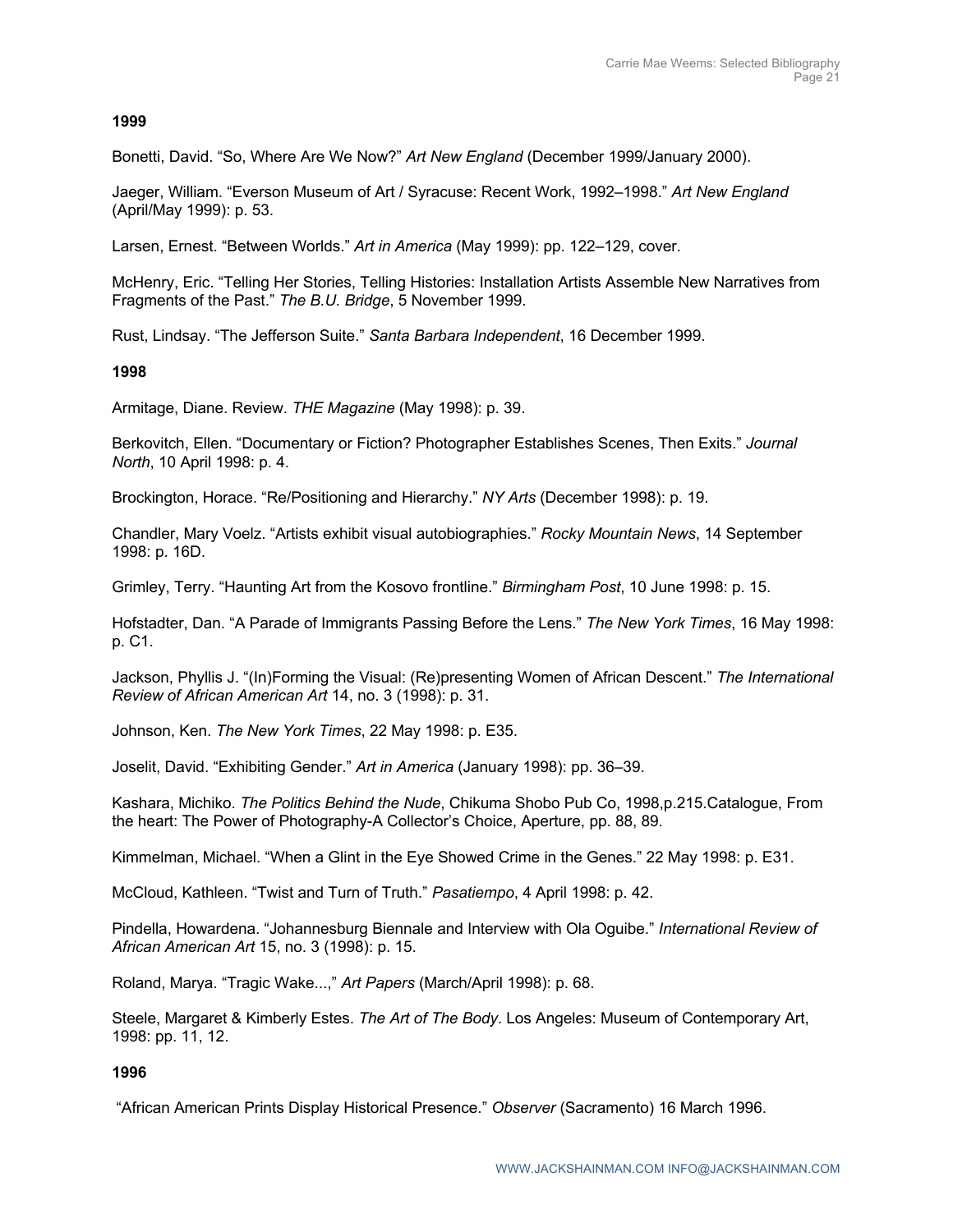**1999**

Bonetti, David. “So, Where Are We Now?” *Art New England* (December 1999/January 2000).

Jaeger, William. “Everson Museum of Art / Syracuse: Recent Work, 1992–1998.” *Art New England* (April/May 1999): p. 53.

Larsen, Ernest. “Between Worlds.” *Art in America* (May 1999): pp. 122–129, cover.

McHenry, Eric. “Telling Her Stories, Telling Histories: Installation Artists Assemble New Narratives from Fragments of the Past.” *The B.U. Bridge*, 5 November 1999.

Rust, Lindsay. “The Jefferson Suite.” *Santa Barbara Independent*, 16 December 1999.

**1998**

Armitage, Diane. Review. *THE Magazine* (May 1998): p. 39.

Berkovitch, Ellen. “Documentary or Fiction? Photographer Establishes Scenes, Then Exits.” *Journal North*, 10 April 1998: p. 4.

Brockington, Horace. “Re/Positioning and Hierarchy.” *NY Arts* (December 1998): p. 19.

Chandler, Mary Voelz. “Artists exhibit visual autobiographies.” *Rocky Mountain News*, 14 September 1998: p. 16D.

Grimley, Terry. “Haunting Art from the Kosovo frontline.” *Birmingham Post*, 10 June 1998: p. 15.

Hofstadter, Dan. “A Parade of Immigrants Passing Before the Lens.” *The New York Times*, 16 May 1998: p. C1.

Jackson, Phyllis J. “(In)Forming the Visual: (Re)presenting Women of African Descent.” *The International Review of African American Art* 14, no. 3 (1998): p. 31.

Johnson, Ken. *The New York Times*, 22 May 1998: p. E35.

Joselit, David. “Exhibiting Gender.” *Art in America* (January 1998): pp. 36–39.

Kashara, Michiko. *The Politics Behind the Nude*, Chikuma Shobo Pub Co, 1998,p.215.Catalogue, From the heart: The Power of Photography-A Collector’s Choice, Aperture, pp. 88, 89.

Kimmelman, Michael. “When a Glint in the Eye Showed Crime in the Genes.” 22 May 1998: p. E31.

McCloud, Kathleen. “Twist and Turn of Truth.” *Pasatiempo*, 4 April 1998: p. 42.

Pindella, Howardena. “Johannesburg Biennale and Interview with Ola Oguibe.” *International Review of African American Art* 15, no. 3 (1998): p. 15.

Roland, Marya. “Tragic Wake...,” *Art Papers* (March/April 1998): p. 68.

Steele, Margaret & Kimberly Estes. *The Art of The Body*. Los Angeles: Museum of Contemporary Art, 1998: pp. 11, 12.

**1996**

“African American Prints Display Historical Presence.” *Observer* (Sacramento) 16 March 1996.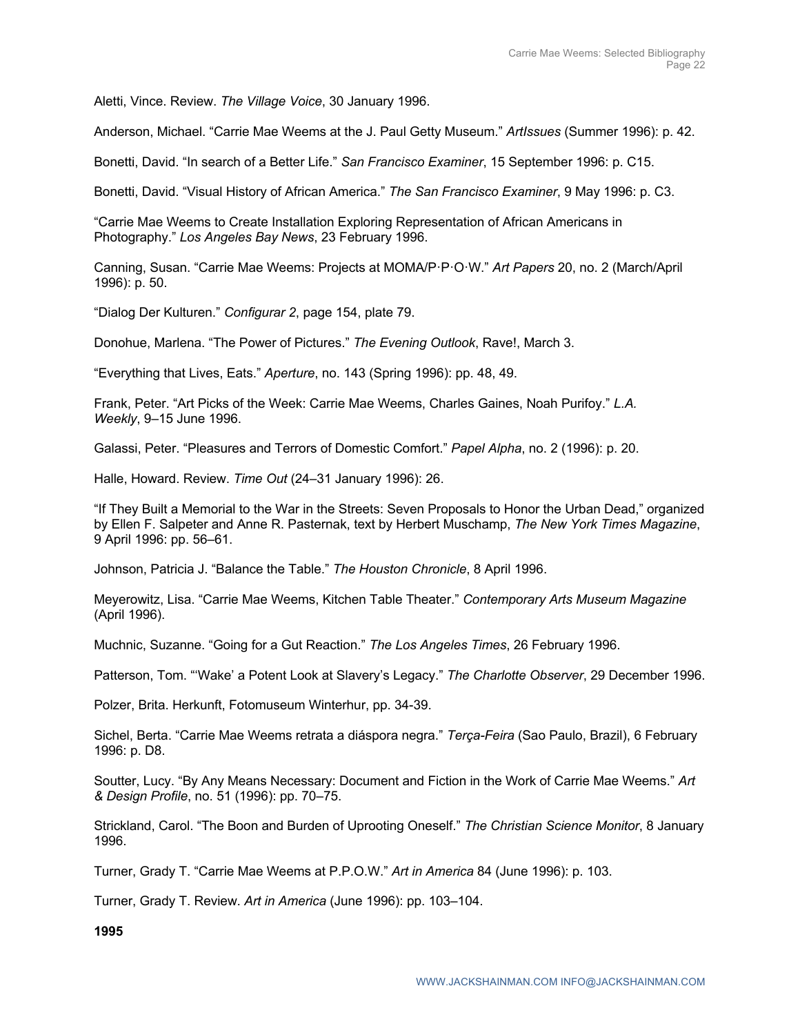Aletti, Vince. Review. *The Village Voice*, 30 January 1996.

Anderson, Michael. "Carrie Mae Weems at the J. Paul Getty Museum." *ArtIssues* (Summer 1996): p. 42.

Bonetti, David. "In search of a Better Life." *San Francisco Examiner*, 15 September 1996: p. C15.

Bonetti, David. "Visual History of African America." *The San Francisco Examiner*, 9 May 1996: p. C3.

"Carrie Mae Weems to Create Installation Exploring Representation of African Americans in Photography." *Los Angeles Bay News*, 23 February 1996.

Canning, Susan. "Carrie Mae Weems: Projects at MOMA/P·P·O·W." *Art Papers* 20, no. 2 (March/April 1996): p. 50.

"Dialog Der Kulturen." *Configurar 2*, page 154, plate 79.

Donohue, Marlena. "The Power of Pictures." *The Evening Outlook*, Rave!, March 3.

"Everything that Lives, Eats." *Aperture*, no. 143 (Spring 1996): pp. 48, 49.

Frank, Peter. "Art Picks of the Week: Carrie Mae Weems, Charles Gaines, Noah Purifoy." *L.A. Weekly*, 9–15 June 1996.

Galassi, Peter. "Pleasures and Terrors of Domestic Comfort." *Papel Alpha*, no. 2 (1996): p. 20.

Halle, Howard. Review. *Time Out* (24–31 January 1996): 26.

"If They Built a Memorial to the War in the Streets: Seven Proposals to Honor the Urban Dead," organized by Ellen F. Salpeter and Anne R. Pasternak, text by Herbert Muschamp, *The New York Times Magazine*, 9 April 1996: pp. 56–61.

Johnson, Patricia J. "Balance the Table." *The Houston Chronicle*, 8 April 1996.

Meyerowitz, Lisa. "Carrie Mae Weems, Kitchen Table Theater." *Contemporary Arts Museum Magazine* (April 1996).

Muchnic, Suzanne. "Going for a Gut Reaction." *The Los Angeles Times*, 26 February 1996.

Patterson, Tom. "'Wake' a Potent Look at Slavery's Legacy." *The Charlotte Observer*, 29 December 1996.

Polzer, Brita. Herkunft, Fotomuseum Winterhur, pp. 34-39.

Sichel, Berta. "Carrie Mae Weems retrata a diáspora negra." *Terça-Feira* (Sao Paulo, Brazil), 6 February 1996: p. D8.

Soutter, Lucy. "By Any Means Necessary: Document and Fiction in the Work of Carrie Mae Weems." *Art & Design Profile*, no. 51 (1996): pp. 70–75.

Strickland, Carol. "The Boon and Burden of Uprooting Oneself." *The Christian Science Monitor*, 8 January 1996.

Turner, Grady T. "Carrie Mae Weems at P.P.O.W." *Art in America* 84 (June 1996): p. 103.

Turner, Grady T. Review. *Art in America* (June 1996): pp. 103–104.

**1995**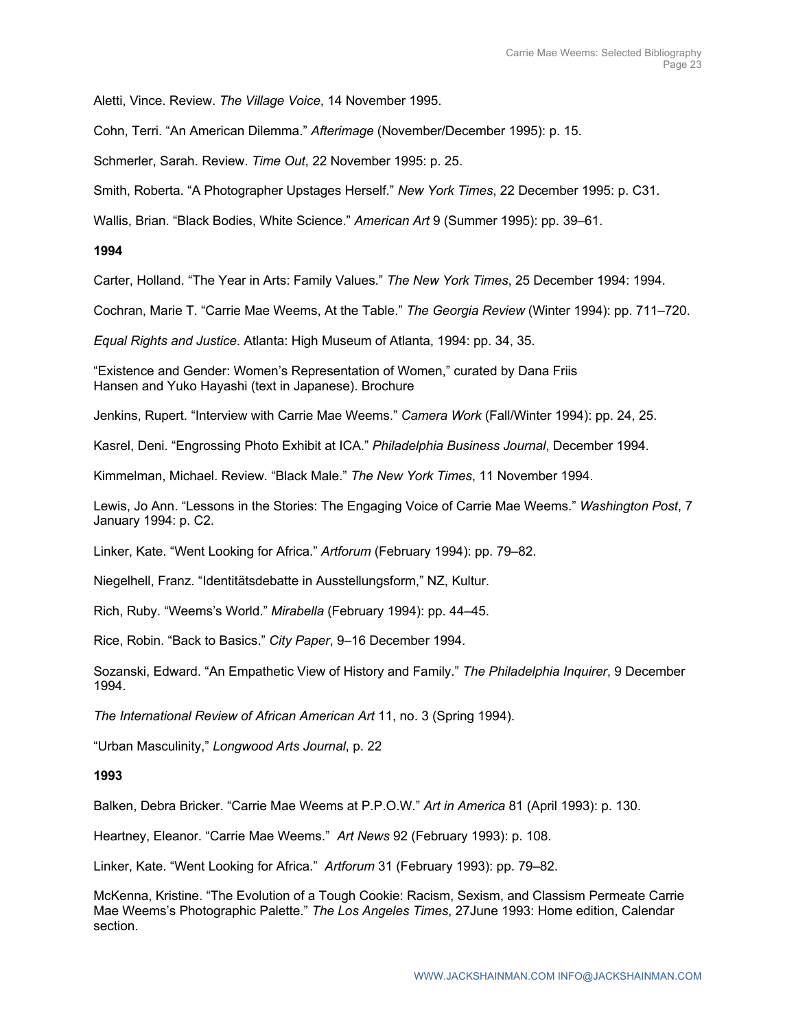Aletti, Vince. Review. *The Village Voice*, 14 November 1995.

Cohn, Terri. "An American Dilemma." *Afterimage* (November/December 1995): p. 15.

Schmerler, Sarah. Review. *Time Out*, 22 November 1995: p. 25.

Smith, Roberta. "A Photographer Upstages Herself." *New York Times*, 22 December 1995: p. C31.

Wallis, Brian. "Black Bodies, White Science." *American Art* 9 (Summer 1995): pp. 39–61.

**1994**

Carter, Holland. "The Year in Arts: Family Values." *The New York Times*, 25 December 1994: 1994.

Cochran, Marie T. "Carrie Mae Weems, At the Table." *The Georgia Review* (Winter 1994): pp. 711–720.

*Equal Rights and Justice*. Atlanta: High Museum of Atlanta, 1994: pp. 34, 35.

"Existence and Gender: Women's Representation of Women," curated by Dana Friis Hansen and Yuko Hayashi (text in Japanese). Brochure

Jenkins, Rupert. "Interview with Carrie Mae Weems." *Camera Work* (Fall/Winter 1994): pp. 24, 25.

Kasrel, Deni. "Engrossing Photo Exhibit at ICA." *Philadelphia Business Journal*, December 1994.

Kimmelman, Michael. Review. "Black Male." *The New York Times*, 11 November 1994.

Lewis, Jo Ann. "Lessons in the Stories: The Engaging Voice of Carrie Mae Weems." *Washington Post*, 7 January 1994: p. C2.

Linker, Kate. "Went Looking for Africa." *Artforum* (February 1994): pp. 79–82.

Niegelhell, Franz. "Identitätsdebatte in Ausstellungsform," NZ, Kultur.

Rich, Ruby. "Weems's World." *Mirabella* (February 1994): pp. 44–45.

Rice, Robin. "Back to Basics." *City Paper*, 9–16 December 1994.

Sozanski, Edward. "An Empathetic View of History and Family." *The Philadelphia Inquirer*, 9 December 1994.

*The International Review of African American Art* 11, no. 3 (Spring 1994).

"Urban Masculinity," *Longwood Arts Journal*, p. 22

**1993**

Balken, Debra Bricker. "Carrie Mae Weems at P.P.O.W." *Art in America* 81 (April 1993): p. 130.

Heartney, Eleanor. "Carrie Mae Weems." *Art News* 92 (February 1993): p. 108.

Linker, Kate. "Went Looking for Africa." *Artforum* 31 (February 1993): pp. 79–82.

McKenna, Kristine. "The Evolution of a Tough Cookie: Racism, Sexism, and Classism Permeate Carrie Mae Weems's Photographic Palette." *The Los Angeles Times*, 27June 1993: Home edition, Calendar section.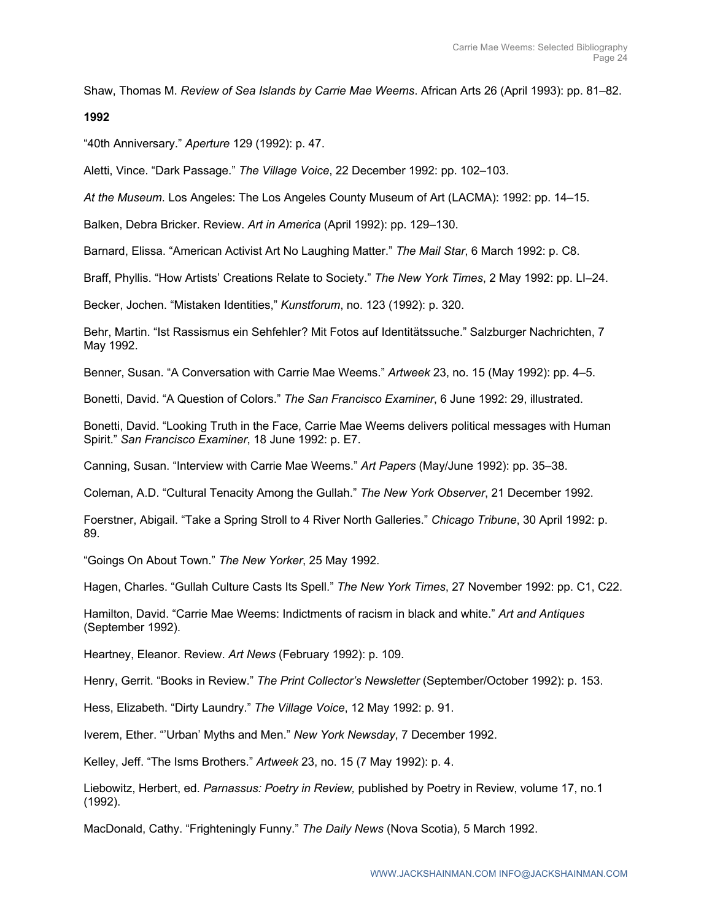Shaw, Thomas M. *Review of Sea Islands by Carrie Mae Weems*. African Arts 26 (April 1993): pp. 81–82.

**1992**

"40th Anniversary." *Aperture* 129 (1992): p. 47.

Aletti, Vince. "Dark Passage." *The Village Voice*, 22 December 1992: pp. 102–103.

*At the Museum*. Los Angeles: The Los Angeles County Museum of Art (LACMA): 1992: pp. 14–15.

Balken, Debra Bricker. Review. *Art in America* (April 1992): pp. 129–130.

Barnard, Elissa. "American Activist Art No Laughing Matter." *The Mail Star*, 6 March 1992: p. C8.

Braff, Phyllis. "How Artists' Creations Relate to Society." *The New York Times*, 2 May 1992: pp. LI–24.

Becker, Jochen. "Mistaken Identities," *Kunstforum*, no. 123 (1992): p. 320.

Behr, Martin. "Ist Rassismus ein Sehfehler? Mit Fotos auf Identitätssuche." Salzburger Nachrichten, 7 May 1992.

Benner, Susan. "A Conversation with Carrie Mae Weems." *Artweek* 23, no. 15 (May 1992): pp. 4–5.

Bonetti, David. "A Question of Colors." *The San Francisco Examiner*, 6 June 1992: 29, illustrated.

Bonetti, David. "Looking Truth in the Face, Carrie Mae Weems delivers political messages with Human Spirit." *San Francisco Examiner*, 18 June 1992: p. E7.

Canning, Susan. "Interview with Carrie Mae Weems." *Art Papers* (May/June 1992): pp. 35–38.

Coleman, A.D. "Cultural Tenacity Among the Gullah." *The New York Observer*, 21 December 1992.

Foerstner, Abigail. "Take a Spring Stroll to 4 River North Galleries." *Chicago Tribune*, 30 April 1992: p. 89.

"Goings On About Town." *The New Yorker*, 25 May 1992.

Hagen, Charles. "Gullah Culture Casts Its Spell." *The New York Times*, 27 November 1992: pp. C1, C22.

Hamilton, David. "Carrie Mae Weems: Indictments of racism in black and white." *Art and Antiques* (September 1992).

Heartney, Eleanor. Review. *Art News* (February 1992): p. 109.

Henry, Gerrit. "Books in Review." *The Print Collector's Newsletter* (September/October 1992): p. 153.

Hess, Elizabeth. "Dirty Laundry." *The Village Voice*, 12 May 1992: p. 91.

Iverem, Ether. "'Urban' Myths and Men." *New York Newsday*, 7 December 1992.

Kelley, Jeff. "The Isms Brothers." *Artweek* 23, no. 15 (7 May 1992): p. 4.

Liebowitz, Herbert, ed. *Parnassus: Poetry in Review,* published by Poetry in Review, volume 17, no.1 (1992).

MacDonald, Cathy. "Frighteningly Funny." *The Daily News* (Nova Scotia), 5 March 1992.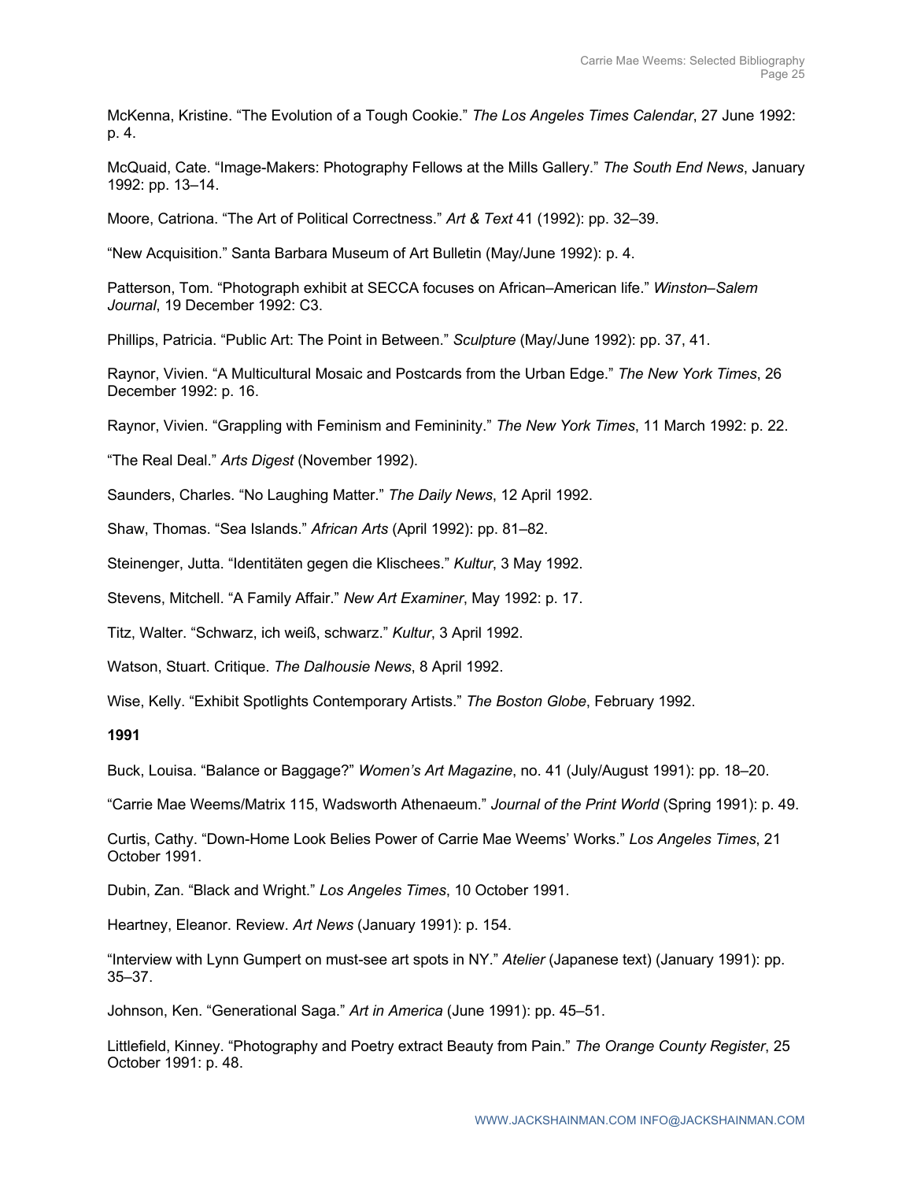McKenna, Kristine. “The Evolution of a Tough Cookie.” *The Los Angeles Times Calendar*, 27 June 1992: p. 4.

McQuaid, Cate. “Image-Makers: Photography Fellows at the Mills Gallery.” *The South End News*, January 1992: pp. 13–14.

Moore, Catriona. “The Art of Political Correctness.” *Art & Text* 41 (1992): pp. 32–39.

“New Acquisition.” Santa Barbara Museum of Art Bulletin (May/June 1992): p. 4.

Patterson, Tom. “Photograph exhibit at SECCA focuses on African–American life.” *Winston–Salem Journal*, 19 December 1992: C3.

Phillips, Patricia. “Public Art: The Point in Between.” *Sculpture* (May/June 1992): pp. 37, 41.

Raynor, Vivien. “A Multicultural Mosaic and Postcards from the Urban Edge.” *The New York Times*, 26 December 1992: p. 16.

Raynor, Vivien. “Grappling with Feminism and Femininity.” *The New York Times*, 11 March 1992: p. 22.

“The Real Deal.” *Arts Digest* (November 1992).

Saunders, Charles. “No Laughing Matter.” *The Daily News*, 12 April 1992.

Shaw, Thomas. “Sea Islands.” *African Arts* (April 1992): pp. 81–82.

Steinenger, Jutta. “Identitäten gegen die Klischees.” *Kultur*, 3 May 1992.

Stevens, Mitchell. “A Family Affair.” *New Art Examiner*, May 1992: p. 17.

Titz, Walter. “Schwarz, ich weiß, schwarz.” *Kultur*, 3 April 1992.

Watson, Stuart. Critique. *The Dalhousie News*, 8 April 1992.

Wise, Kelly. “Exhibit Spotlights Contemporary Artists.” *The Boston Globe*, February 1992.

**1991**

Buck, Louisa. “Balance or Baggage?” *Women’s Art Magazine*, no. 41 (July/August 1991): pp. 18–20.

“Carrie Mae Weems/Matrix 115, Wadsworth Athenaeum.” *Journal of the Print World* (Spring 1991): p. 49.

Curtis, Cathy. “Down-Home Look Belies Power of Carrie Mae Weems’ Works.” *Los Angeles Times*, 21 October 1991.

Dubin, Zan. “Black and Wright.” *Los Angeles Times*, 10 October 1991.

Heartney, Eleanor. Review. *Art News* (January 1991): p. 154.

“Interview with Lynn Gumpert on must-see art spots in NY.” *Atelier* (Japanese text) (January 1991): pp. 35–37.

Johnson, Ken. “Generational Saga.” *Art in America* (June 1991): pp. 45–51.

Littlefield, Kinney. “Photography and Poetry extract Beauty from Pain.” *The Orange County Register*, 25 October 1991: p. 48.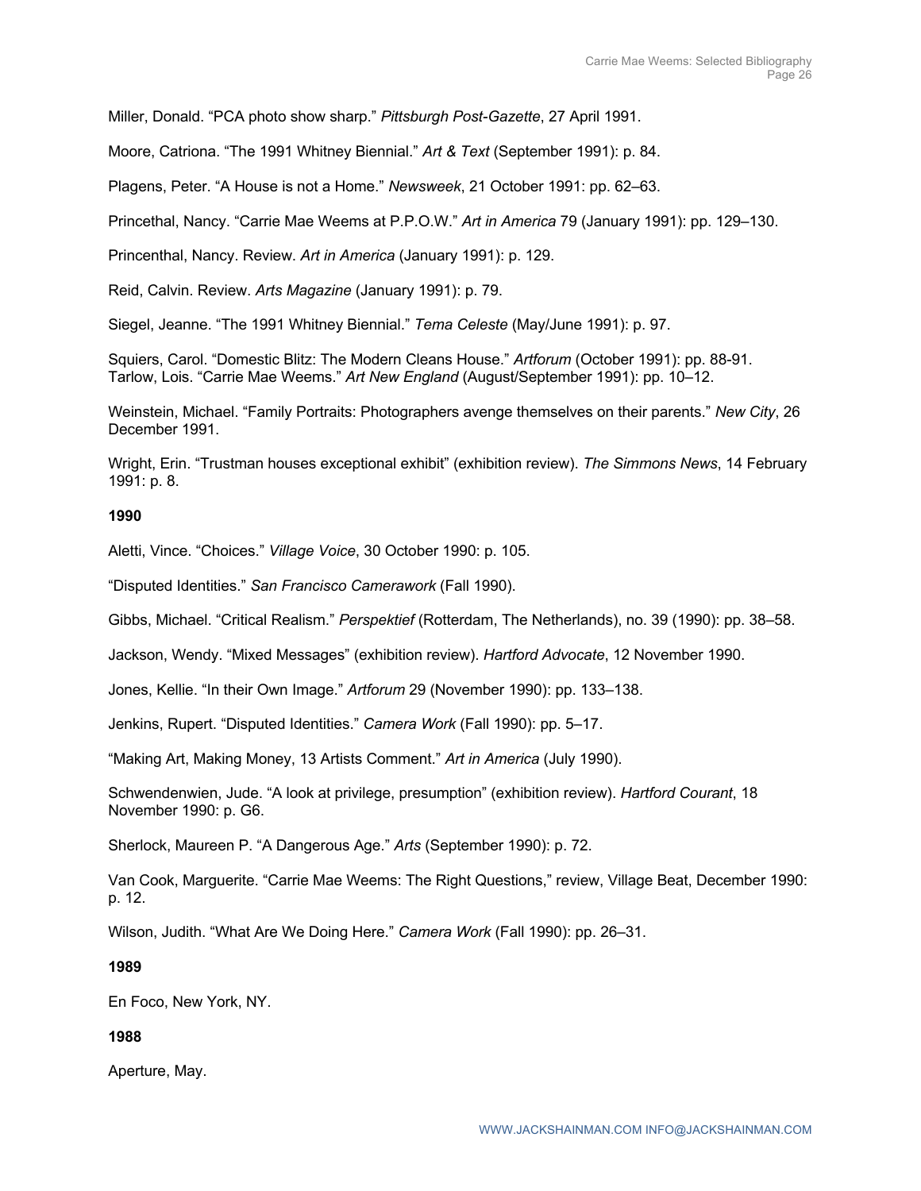Miller, Donald. “PCA photo show sharp.” *Pittsburgh Post-Gazette*, 27 April 1991.

Moore, Catriona. “The 1991 Whitney Biennial.” *Art & Text* (September 1991): p. 84.

Plagens, Peter. “A House is not a Home.” *Newsweek*, 21 October 1991: pp. 62–63.

Princethal, Nancy. “Carrie Mae Weems at P.P.O.W.” *Art in America* 79 (January 1991): pp. 129–130.

Princenthal, Nancy. Review. *Art in America* (January 1991): p. 129.

Reid, Calvin. Review. *Arts Magazine* (January 1991): p. 79.

Siegel, Jeanne. “The 1991 Whitney Biennial.” *Tema Celeste* (May/June 1991): p. 97.

Squiers, Carol. “Domestic Blitz: The Modern Cleans House.” *Artforum* (October 1991): pp. 88-91.
Tarlow, Lois. “Carrie Mae Weems.” *Art New England* (August/September 1991): pp. 10–12.

Weinstein, Michael. “Family Portraits: Photographers avenge themselves on their parents.” *New City*, 26 December 1991.

Wright, Erin. “Trustman houses exceptional exhibit” (exhibition review). *The Simmons News*, 14 February 1991: p. 8.

**1990**

Aletti, Vince. “Choices.” *Village Voice*, 30 October 1990: p. 105.

“Disputed Identities.” *San Francisco Camerawork* (Fall 1990).

Gibbs, Michael. “Critical Realism.” *Perspektief* (Rotterdam, The Netherlands), no. 39 (1990): pp. 38–58.

Jackson, Wendy. “Mixed Messages” (exhibition review). *Hartford Advocate*, 12 November 1990.

Jones, Kellie. “In their Own Image.” *Artforum* 29 (November 1990): pp. 133–138.

Jenkins, Rupert. “Disputed Identities.” *Camera Work* (Fall 1990): pp. 5–17.

“Making Art, Making Money, 13 Artists Comment.” *Art in America* (July 1990).

Schwendenwien, Jude. “A look at privilege, presumption” (exhibition review). *Hartford Courant*, 18 November 1990: p. G6.

Sherlock, Maureen P. “A Dangerous Age.” *Arts* (September 1990): p. 72.

Van Cook, Marguerite. “Carrie Mae Weems: The Right Questions,” review, Village Beat, December 1990: p. 12.

Wilson, Judith. “What Are We Doing Here.” *Camera Work* (Fall 1990): pp. 26–31.

**1989**

En Foco, New York, NY.

**1988**

Aperture, May.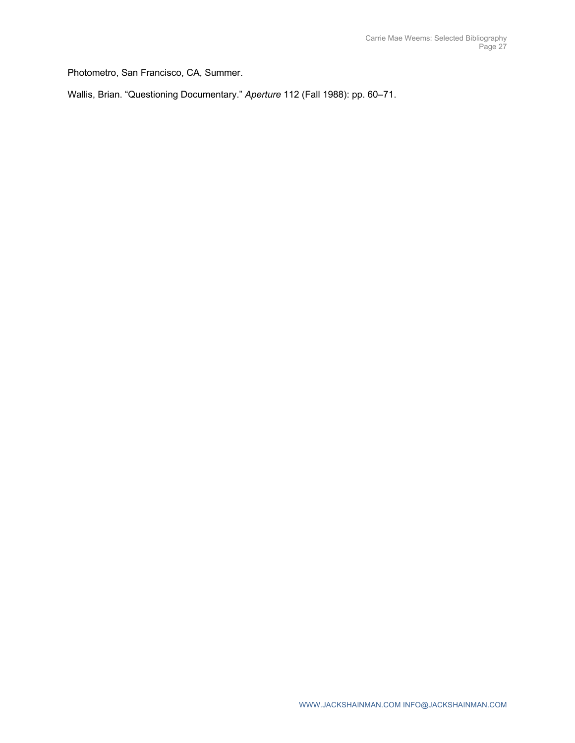Photometro, San Francisco, CA, Summer.

Wallis, Brian. "Questioning Documentary." *Aperture* 112 (Fall 1988): pp. 60–71.